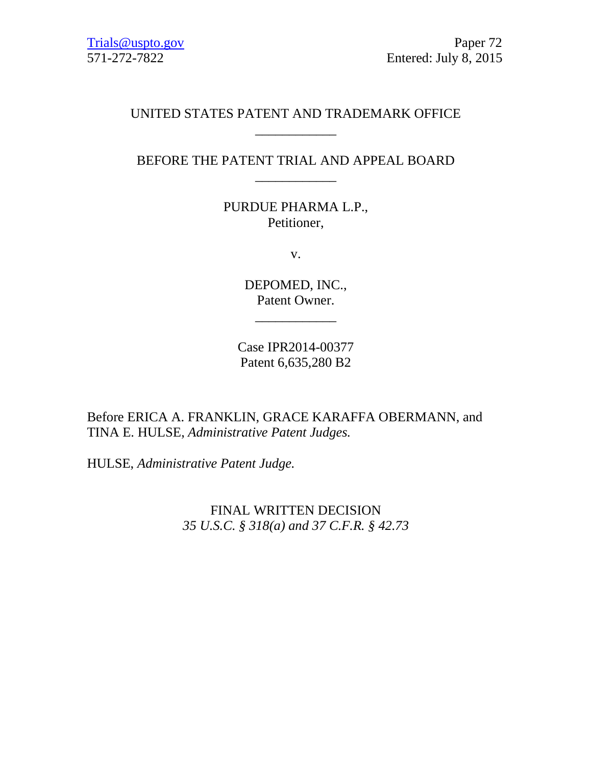Trials@uspto.gov
571-272-7822

Paper 72
Entered: July 8, 2015

UNITED STATES PATENT AND TRADEMARK OFFICE

____________

BEFORE THE PATENT TRIAL AND APPEAL BOARD

____________

PURDUE PHARMA L.P.,
Petitioner,

v.

DEPOMED, INC.,
Patent Owner.

____________

Case IPR2014-00377
Patent 6,635,280 B2

Before ERICA A. FRANKLIN, GRACE KARAFFA OBERMANN, and TINA E. HULSE, *Administrative Patent Judges.*

HULSE, *Administrative Patent Judge.*

FINAL WRITTEN DECISION
*35 U.S.C. § 318(a) and 37 C.F.R. § 42.73*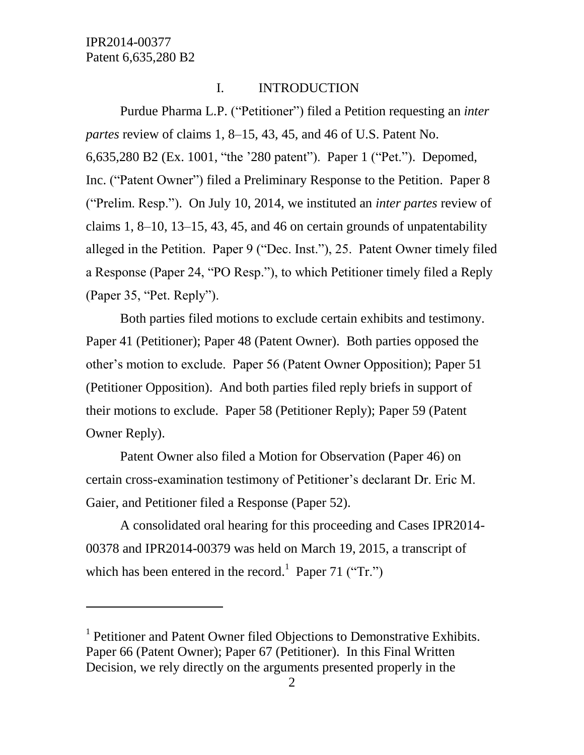# I. INTRODUCTION

Purdue Pharma L.P. ("Petitioner") filed a Petition requesting an *inter partes* review of claims 1, 8–15, 43, 45, and 46 of U.S. Patent No. 6,635,280 B2 (Ex. 1001, "the '280 patent"). Paper 1 ("Pet."). Depomed, Inc. ("Patent Owner") filed a Preliminary Response to the Petition. Paper 8 ("Prelim. Resp."). On July 10, 2014, we instituted an *inter partes* review of claims 1, 8–10, 13–15, 43, 45, and 46 on certain grounds of unpatentability alleged in the Petition. Paper 9 ("Dec. Inst."), 25. Patent Owner timely filed a Response (Paper 24, "PO Resp."), to which Petitioner timely filed a Reply (Paper 35, "Pet. Reply").

Both parties filed motions to exclude certain exhibits and testimony. Paper 41 (Petitioner); Paper 48 (Patent Owner). Both parties opposed the other's motion to exclude. Paper 56 (Patent Owner Opposition); Paper 51 (Petitioner Opposition). And both parties filed reply briefs in support of their motions to exclude. Paper 58 (Petitioner Reply); Paper 59 (Patent Owner Reply).

Patent Owner also filed a Motion for Observation (Paper 46) on certain cross-examination testimony of Petitioner's declarant Dr. Eric M. Gaier, and Petitioner filed a Response (Paper 52).

A consolidated oral hearing for this proceeding and Cases IPR2014-00378 and IPR2014-00379 was held on March 19, 2015, a transcript of which has been entered in the record.[1] Paper 71 ("Tr.")

---

[1] Petitioner and Patent Owner filed Objections to Demonstrative Exhibits. Paper 66 (Patent Owner); Paper 67 (Petitioner). In this Final Written Decision, we rely directly on the arguments presented properly in the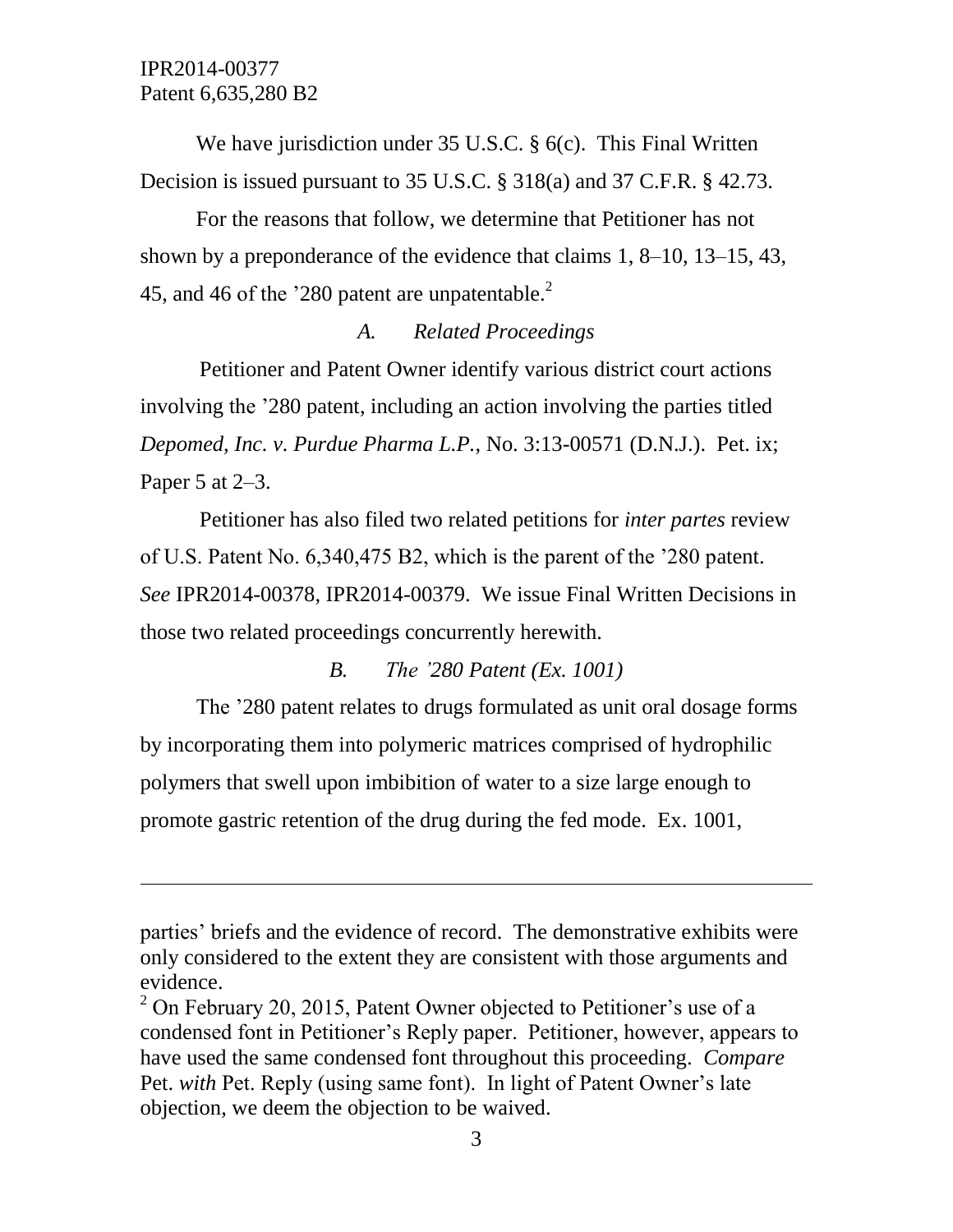We have jurisdiction under 35 U.S.C. § 6(c). This Final Written Decision is issued pursuant to 35 U.S.C. § 318(a) and 37 C.F.R. § 42.73.

For the reasons that follow, we determine that Petitioner has not shown by a preponderance of the evidence that claims 1, 8–10, 13–15, 43, 45, and 46 of the '280 patent are unpatentable.[2]

### *A. Related Proceedings*

Petitioner and Patent Owner identify various district court actions involving the '280 patent, including an action involving the parties titled *Depomed, Inc. v. Purdue Pharma L.P.*, No. 3:13-00571 (D.N.J.). Pet. ix; Paper 5 at 2–3.

Petitioner has also filed two related petitions for *inter partes* review of U.S. Patent No. 6,340,475 B2, which is the parent of the '280 patent. *See* IPR2014-00378, IPR2014-00379. We issue Final Written Decisions in those two related proceedings concurrently herewith.

### *B. The '280 Patent (Ex. 1001)*

The '280 patent relates to drugs formulated as unit oral dosage forms by incorporating them into polymeric matrices comprised of hydrophilic polymers that swell upon imbibition of water to a size large enough to promote gastric retention of the drug during the fed mode. Ex. 1001,

---

parties' briefs and the evidence of record. The demonstrative exhibits were only considered to the extent they are consistent with those arguments and evidence.

[2] On February 20, 2015, Patent Owner objected to Petitioner's use of a condensed font in Petitioner's Reply paper. Petitioner, however, appears to have used the same condensed font throughout this proceeding. *Compare* Pet. *with* Pet. Reply (using same font). In light of Patent Owner's late objection, we deem the objection to be waived.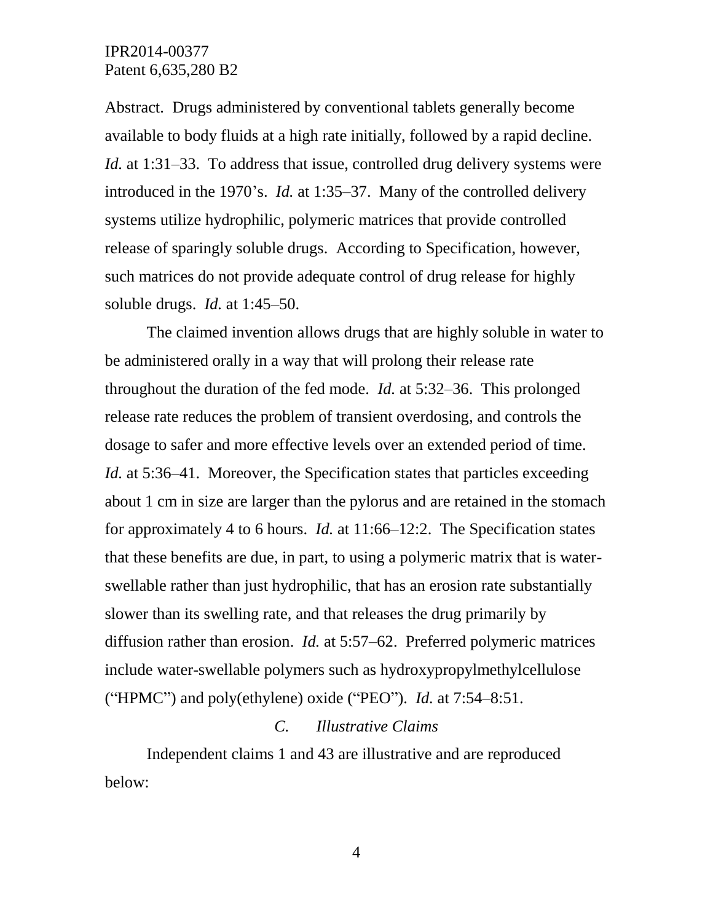Abstract. Drugs administered by conventional tablets generally become available to body fluids at a high rate initially, followed by a rapid decline. *Id.* at 1:31–33. To address that issue, controlled drug delivery systems were introduced in the 1970's. *Id.* at 1:35–37. Many of the controlled delivery systems utilize hydrophilic, polymeric matrices that provide controlled release of sparingly soluble drugs. According to Specification, however, such matrices do not provide adequate control of drug release for highly soluble drugs. *Id.* at 1:45–50.

The claimed invention allows drugs that are highly soluble in water to be administered orally in a way that will prolong their release rate throughout the duration of the fed mode. *Id.* at 5:32–36. This prolonged release rate reduces the problem of transient overdosing, and controls the dosage to safer and more effective levels over an extended period of time. *Id.* at 5:36–41. Moreover, the Specification states that particles exceeding about 1 cm in size are larger than the pylorus and are retained in the stomach for approximately 4 to 6 hours. *Id.* at 11:66–12:2. The Specification states that these benefits are due, in part, to using a polymeric matrix that is water-swellable rather than just hydrophilic, that has an erosion rate substantially slower than its swelling rate, and that releases the drug primarily by diffusion rather than erosion. *Id.* at 5:57–62. Preferred polymeric matrices include water-swellable polymers such as hydroxypropylmethylcellulose ("HPMC") and poly(ethylene) oxide ("PEO"). *Id.* at 7:54–8:51.

### *C. Illustrative Claims*

Independent claims 1 and 43 are illustrative and are reproduced below: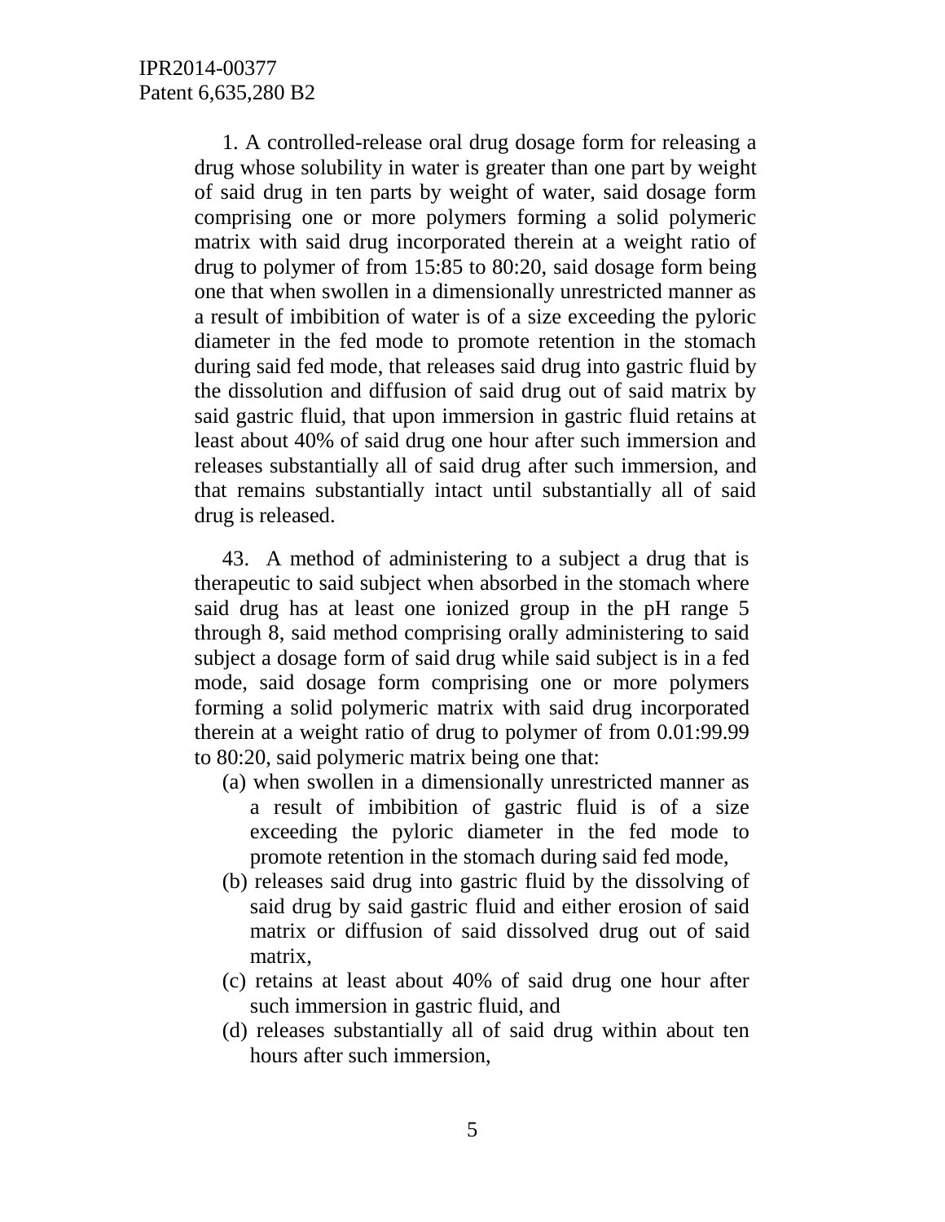1. A controlled-release oral drug dosage form for releasing a drug whose solubility in water is greater than one part by weight of said drug in ten parts by weight of water, said dosage form comprising one or more polymers forming a solid polymeric matrix with said drug incorporated therein at a weight ratio of drug to polymer of from 15:85 to 80:20, said dosage form being one that when swollen in a dimensionally unrestricted manner as a result of imbibition of water is of a size exceeding the pyloric diameter in the fed mode to promote retention in the stomach during said fed mode, that releases said drug into gastric fluid by the dissolution and diffusion of said drug out of said matrix by said gastric fluid, that upon immersion in gastric fluid retains at least about 40% of said drug one hour after such immersion and releases substantially all of said drug after such immersion, and that remains substantially intact until substantially all of said drug is released.

43. A method of administering to a subject a drug that is therapeutic to said subject when absorbed in the stomach where said drug has at least one ionized group in the pH range 5 through 8, said method comprising orally administering to said subject a dosage form of said drug while said subject is in a fed mode, said dosage form comprising one or more polymers forming a solid polymeric matrix with said drug incorporated therein at a weight ratio of drug to polymer of from 0.01:99.99 to 80:20, said polymeric matrix being one that:

(a) when swollen in a dimensionally unrestricted manner as a result of imbibition of gastric fluid is of a size exceeding the pyloric diameter in the fed mode to promote retention in the stomach during said fed mode,

(b) releases said drug into gastric fluid by the dissolving of said drug by said gastric fluid and either erosion of said matrix or diffusion of said dissolved drug out of said matrix,

(c) retains at least about 40% of said drug one hour after such immersion in gastric fluid, and

(d) releases substantially all of said drug within about ten hours after such immersion,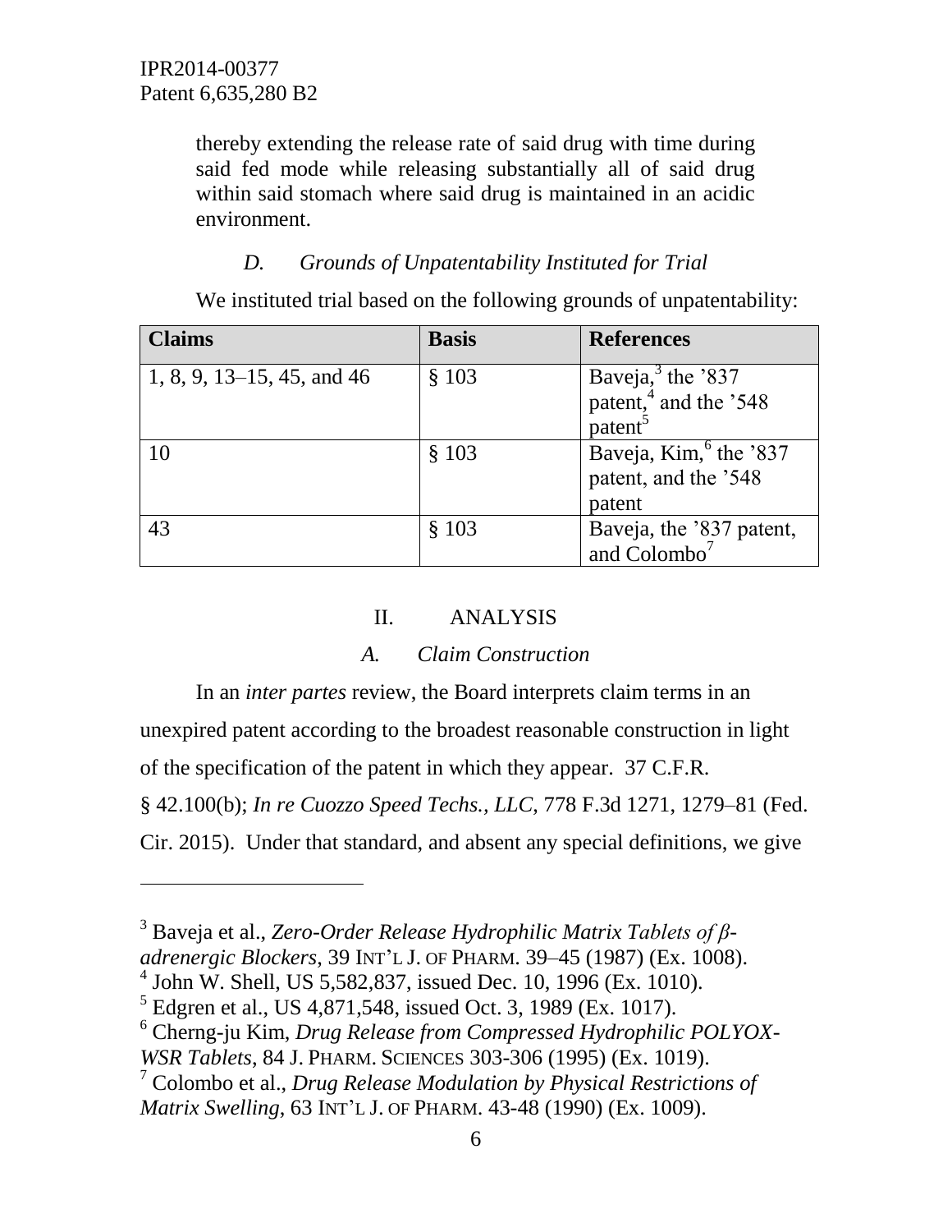thereby extending the release rate of said drug with time during said fed mode while releasing substantially all of said drug within said stomach where said drug is maintained in an acidic environment.

### *D. Grounds of Unpatentability Instituted for Trial*

We instituted trial based on the following grounds of unpatentability:

| Claims | Basis | References |
| --- | --- | --- |
| 1, 8, 9, 13–15, 45, and 46 | § 103 | Baveja,[3] the '837 patent,[4] and the '548 patent[5] |
| 10 | § 103 | Baveja, Kim,[6] the '837 patent, and the '548 patent |
| 43 | § 103 | Baveja, the '837 patent, and Colombo[7] |

## II. ANALYSIS

### *A. Claim Construction*

In an *inter partes* review, the Board interprets claim terms in an unexpired patent according to the broadest reasonable construction in light of the specification of the patent in which they appear. 37 C.F.R. § 42.100(b); *In re Cuozzo Speed Techs., LLC*, 778 F.3d 1271, 1279–81 (Fed. Cir. 2015). Under that standard, and absent any special definitions, we give

---

[3] Baveja et al., *Zero-Order Release Hydrophilic Matrix Tablets of β-adrenergic Blockers*, 39 INT'L J. OF PHARM. 39–45 (1987) (Ex. 1008).

[4] John W. Shell, US 5,582,837, issued Dec. 10, 1996 (Ex. 1010).

[5] Edgren et al., US 4,871,548, issued Oct. 3, 1989 (Ex. 1017).

[6] Cherng-ju Kim, *Drug Release from Compressed Hydrophilic POLYOX-WSR Tablets*, 84 J. PHARM. SCIENCES 303-306 (1995) (Ex. 1019).

[7] Colombo et al., *Drug Release Modulation by Physical Restrictions of Matrix Swelling*, 63 INT'L J. OF PHARM. 43-48 (1990) (Ex. 1009).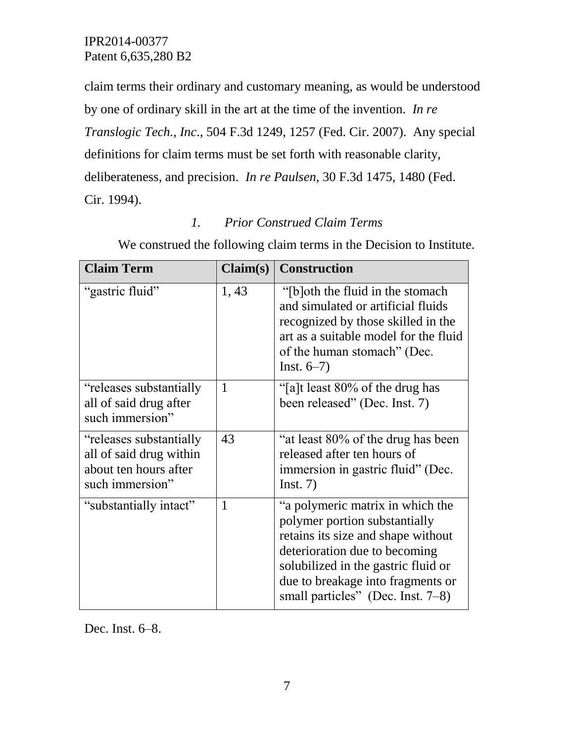claim terms their ordinary and customary meaning, as would be understood by one of ordinary skill in the art at the time of the invention. *In re Translogic Tech., Inc.*, 504 F.3d 1249, 1257 (Fed. Cir. 2007). Any special definitions for claim terms must be set forth with reasonable clarity, deliberateness, and precision. *In re Paulsen*, 30 F.3d 1475, 1480 (Fed. Cir. 1994).

### *1. Prior Construed Claim Terms*

We construed the following claim terms in the Decision to Institute.

| Claim Term | Claim(s) | Construction |
| --- | --- | --- |
| "gastric fluid" | 1, 43 | "[b]oth the fluid in the stomach and simulated or artificial fluids recognized by those skilled in the art as a suitable model for the fluid of the human stomach" (Dec. Inst. 6–7) |
| "releases substantially all of said drug after such immersion" | 1 | "[a]t least 80% of the drug has been released" (Dec. Inst. 7) |
| "releases substantially all of said drug within about ten hours after such immersion" | 43 | "at least 80% of the drug has been released after ten hours of immersion in gastric fluid" (Dec. Inst. 7) |
| "substantially intact" | 1 | "a polymeric matrix in which the polymer portion substantially retains its size and shape without deterioration due to becoming solubilized in the gastric fluid or due to breakage into fragments or small particles" (Dec. Inst. 7–8) |

Dec. Inst. 6–8.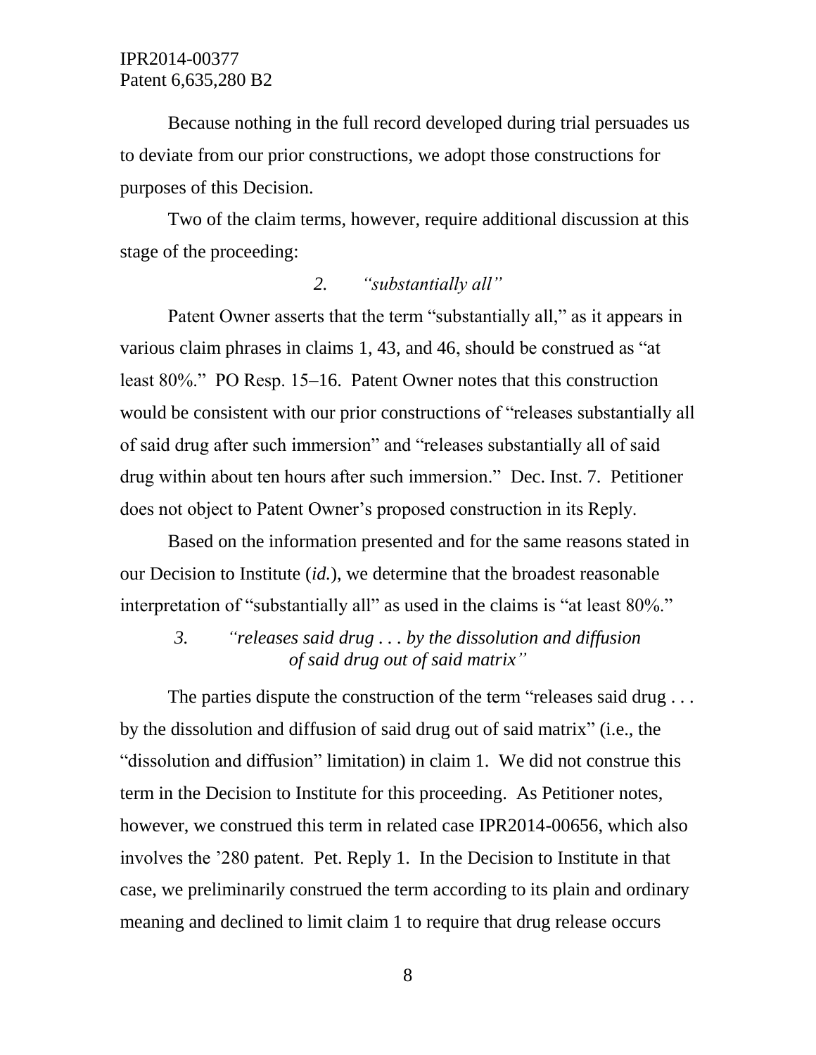Because nothing in the full record developed during trial persuades us to deviate from our prior constructions, we adopt those constructions for purposes of this Decision.

Two of the claim terms, however, require additional discussion at this stage of the proceeding:

### *2. "substantially all"*

Patent Owner asserts that the term "substantially all," as it appears in various claim phrases in claims 1, 43, and 46, should be construed as "at least 80%." PO Resp. 15–16. Patent Owner notes that this construction would be consistent with our prior constructions of "releases substantially all of said drug after such immersion" and "releases substantially all of said drug within about ten hours after such immersion." Dec. Inst. 7. Petitioner does not object to Patent Owner's proposed construction in its Reply.

Based on the information presented and for the same reasons stated in our Decision to Institute (*id.*), we determine that the broadest reasonable interpretation of "substantially all" as used in the claims is "at least 80%."

### *3. "releases said drug . . . by the dissolution and diffusion of said drug out of said matrix"*

The parties dispute the construction of the term "releases said drug . . . by the dissolution and diffusion of said drug out of said matrix" (i.e., the "dissolution and diffusion" limitation) in claim 1. We did not construe this term in the Decision to Institute for this proceeding. As Petitioner notes, however, we construed this term in related case IPR2014-00656, which also involves the '280 patent. Pet. Reply 1. In the Decision to Institute in that case, we preliminarily construed the term according to its plain and ordinary meaning and declined to limit claim 1 to require that drug release occurs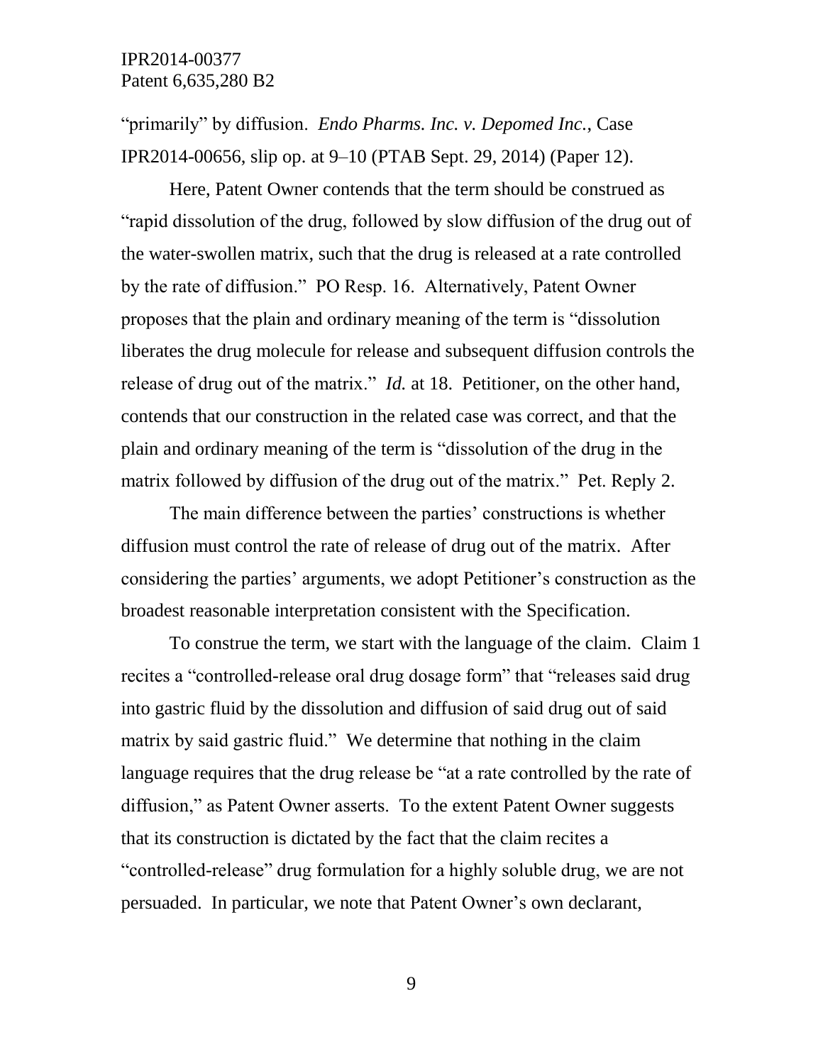"primarily" by diffusion. *Endo Pharms. Inc. v. Depomed Inc.*, Case IPR2014-00656, slip op. at 9–10 (PTAB Sept. 29, 2014) (Paper 12).

Here, Patent Owner contends that the term should be construed as "rapid dissolution of the drug, followed by slow diffusion of the drug out of the water-swollen matrix, such that the drug is released at a rate controlled by the rate of diffusion." PO Resp. 16. Alternatively, Patent Owner proposes that the plain and ordinary meaning of the term is "dissolution liberates the drug molecule for release and subsequent diffusion controls the release of drug out of the matrix." *Id.* at 18. Petitioner, on the other hand, contends that our construction in the related case was correct, and that the plain and ordinary meaning of the term is "dissolution of the drug in the matrix followed by diffusion of the drug out of the matrix." Pet. Reply 2.

The main difference between the parties' constructions is whether diffusion must control the rate of release of drug out of the matrix. After considering the parties' arguments, we adopt Petitioner's construction as the broadest reasonable interpretation consistent with the Specification.

To construe the term, we start with the language of the claim. Claim 1 recites a "controlled-release oral drug dosage form" that "releases said drug into gastric fluid by the dissolution and diffusion of said drug out of said matrix by said gastric fluid." We determine that nothing in the claim language requires that the drug release be "at a rate controlled by the rate of diffusion," as Patent Owner asserts. To the extent Patent Owner suggests that its construction is dictated by the fact that the claim recites a "controlled-release" drug formulation for a highly soluble drug, we are not persuaded. In particular, we note that Patent Owner's own declarant,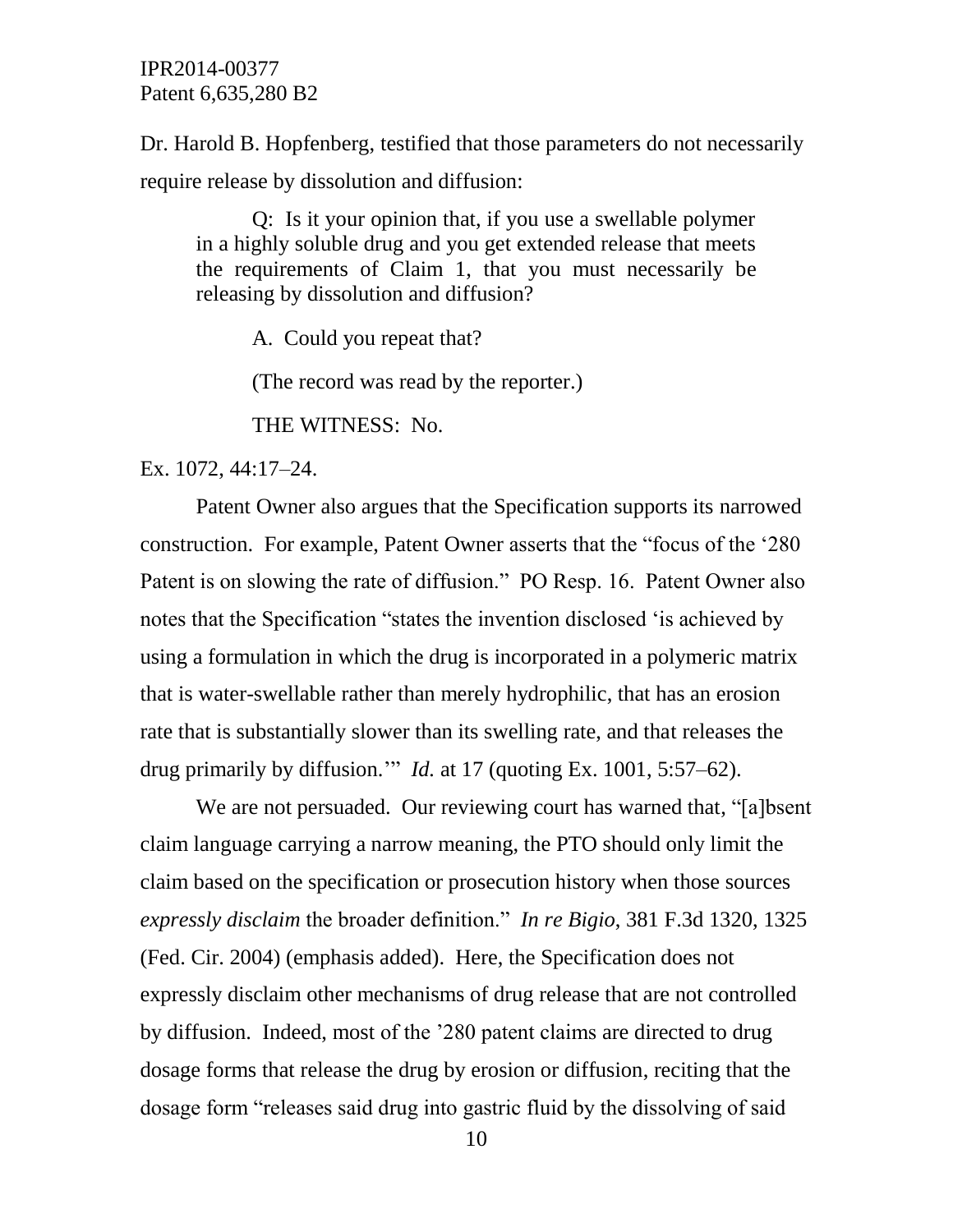Dr. Harold B. Hopfenberg, testified that those parameters do not necessarily require release by dissolution and diffusion:

> Q: Is it your opinion that, if you use a swellable polymer in a highly soluble drug and you get extended release that meets the requirements of Claim 1, that you must necessarily be releasing by dissolution and diffusion?
>
> A. Could you repeat that?
>
> (The record was read by the reporter.)
>
> THE WITNESS: No.

Ex. 1072, 44:17–24.

Patent Owner also argues that the Specification supports its narrowed construction. For example, Patent Owner asserts that the "focus of the '280 Patent is on slowing the rate of diffusion." PO Resp. 16. Patent Owner also notes that the Specification "states the invention disclosed 'is achieved by using a formulation in which the drug is incorporated in a polymeric matrix that is water-swellable rather than merely hydrophilic, that has an erosion rate that is substantially slower than its swelling rate, and that releases the drug primarily by diffusion.'" *Id.* at 17 (quoting Ex. 1001, 5:57–62).

We are not persuaded. Our reviewing court has warned that, "[a]bsent claim language carrying a narrow meaning, the PTO should only limit the claim based on the specification or prosecution history when those sources *expressly disclaim* the broader definition." *In re Bigio*, 381 F.3d 1320, 1325 (Fed. Cir. 2004) (emphasis added). Here, the Specification does not expressly disclaim other mechanisms of drug release that are not controlled by diffusion. Indeed, most of the '280 patent claims are directed to drug dosage forms that release the drug by erosion or diffusion, reciting that the dosage form "releases said drug into gastric fluid by the dissolving of said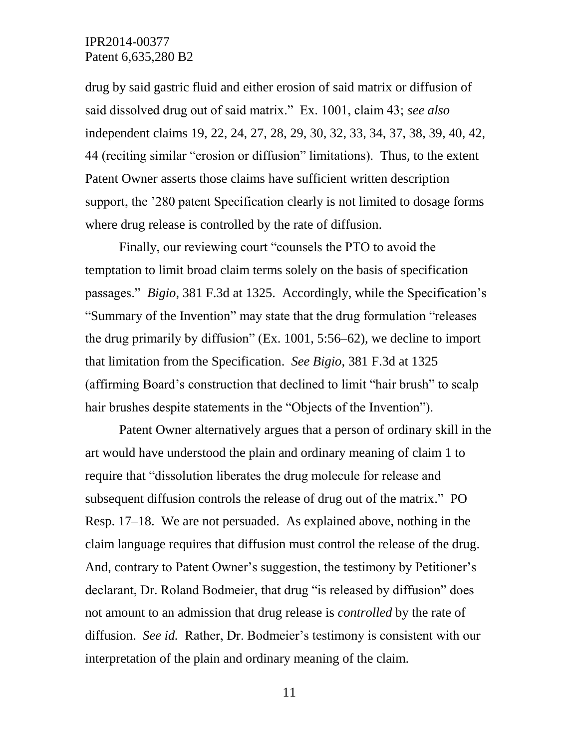drug by said gastric fluid and either erosion of said matrix or diffusion of said dissolved drug out of said matrix." Ex. 1001, claim 43; *see also* independent claims 19, 22, 24, 27, 28, 29, 30, 32, 33, 34, 37, 38, 39, 40, 42, 44 (reciting similar "erosion or diffusion" limitations). Thus, to the extent Patent Owner asserts those claims have sufficient written description support, the '280 patent Specification clearly is not limited to dosage forms where drug release is controlled by the rate of diffusion.

Finally, our reviewing court "counsels the PTO to avoid the temptation to limit broad claim terms solely on the basis of specification passages." *Bigio*, 381 F.3d at 1325. Accordingly, while the Specification's "Summary of the Invention" may state that the drug formulation "releases the drug primarily by diffusion" (Ex. 1001, 5:56–62), we decline to import that limitation from the Specification. *See Bigio*, 381 F.3d at 1325 (affirming Board's construction that declined to limit "hair brush" to scalp hair brushes despite statements in the "Objects of the Invention").

Patent Owner alternatively argues that a person of ordinary skill in the art would have understood the plain and ordinary meaning of claim 1 to require that "dissolution liberates the drug molecule for release and subsequent diffusion controls the release of drug out of the matrix." PO Resp. 17–18. We are not persuaded. As explained above, nothing in the claim language requires that diffusion must control the release of the drug. And, contrary to Patent Owner's suggestion, the testimony by Petitioner's declarant, Dr. Roland Bodmeier, that drug "is released by diffusion" does not amount to an admission that drug release is *controlled* by the rate of diffusion. *See id.* Rather, Dr. Bodmeier's testimony is consistent with our interpretation of the plain and ordinary meaning of the claim.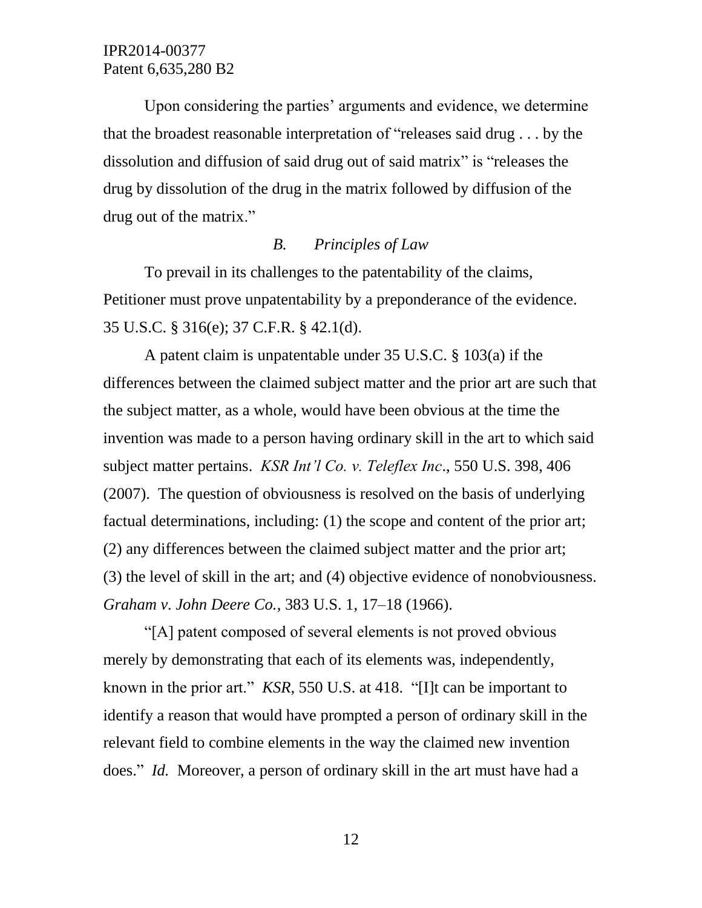Upon considering the parties' arguments and evidence, we determine that the broadest reasonable interpretation of "releases said drug . . . by the dissolution and diffusion of said drug out of said matrix" is "releases the drug by dissolution of the drug in the matrix followed by diffusion of the drug out of the matrix."

### *B. Principles of Law*

To prevail in its challenges to the patentability of the claims, Petitioner must prove unpatentability by a preponderance of the evidence. 35 U.S.C. § 316(e); 37 C.F.R. § 42.1(d).

A patent claim is unpatentable under 35 U.S.C. § 103(a) if the differences between the claimed subject matter and the prior art are such that the subject matter, as a whole, would have been obvious at the time the invention was made to a person having ordinary skill in the art to which said subject matter pertains. *KSR Int'l Co. v. Teleflex Inc*., 550 U.S. 398, 406 (2007). The question of obviousness is resolved on the basis of underlying factual determinations, including: (1) the scope and content of the prior art; (2) any differences between the claimed subject matter and the prior art; (3) the level of skill in the art; and (4) objective evidence of nonobviousness. *Graham v. John Deere Co.*, 383 U.S. 1, 17–18 (1966).

"[A] patent composed of several elements is not proved obvious merely by demonstrating that each of its elements was, independently, known in the prior art." *KSR*, 550 U.S. at 418. "[I]t can be important to identify a reason that would have prompted a person of ordinary skill in the relevant field to combine elements in the way the claimed new invention does." *Id.* Moreover, a person of ordinary skill in the art must have had a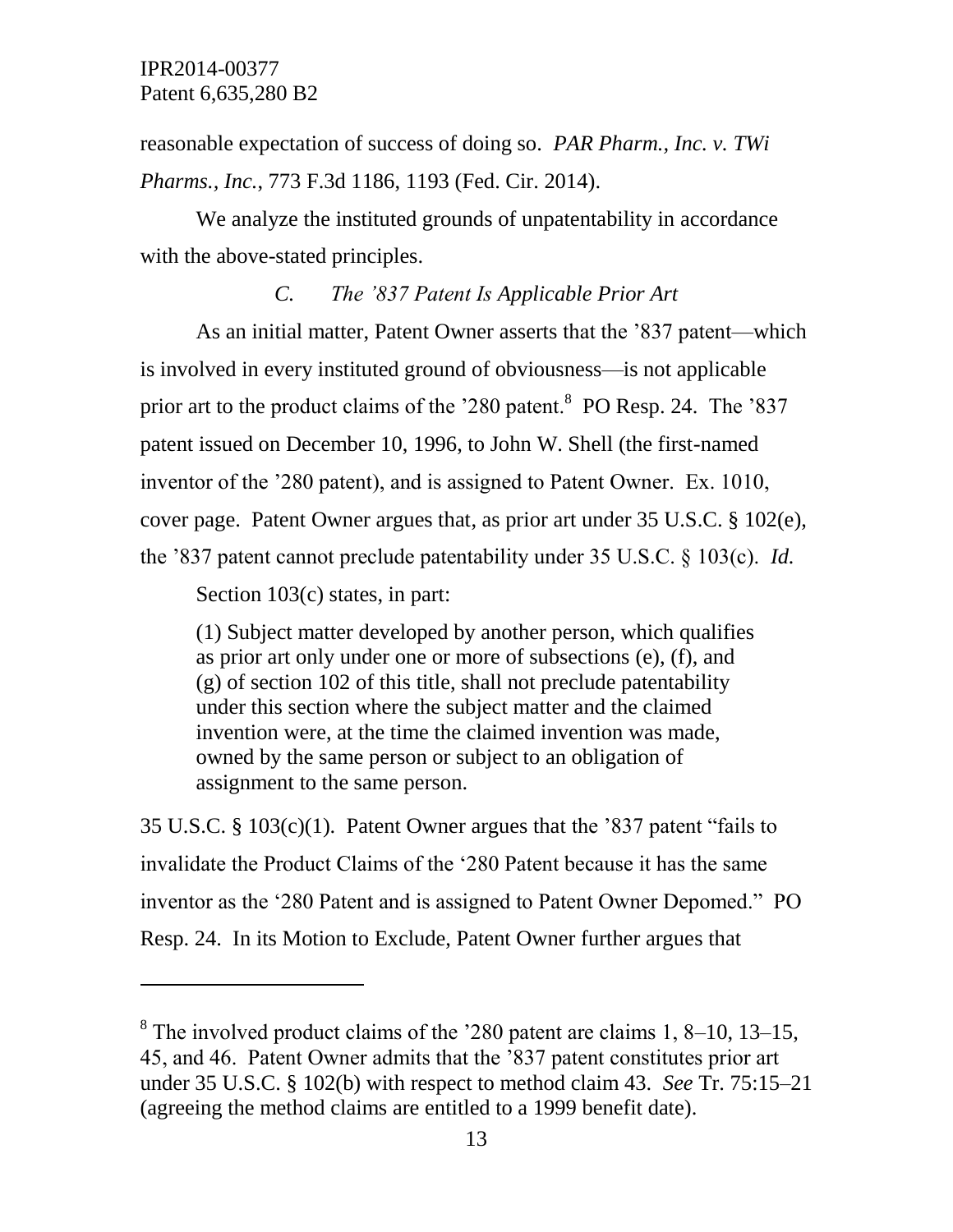reasonable expectation of success of doing so. *PAR Pharm., Inc. v. TWi Pharms., Inc.*, 773 F.3d 1186, 1193 (Fed. Cir. 2014).

We analyze the instituted grounds of unpatentability in accordance with the above-stated principles.

### *C. The '837 Patent Is Applicable Prior Art*

As an initial matter, Patent Owner asserts that the '837 patent—which is involved in every instituted ground of obviousness—is not applicable prior art to the product claims of the '280 patent.[8] PO Resp. 24. The '837 patent issued on December 10, 1996, to John W. Shell (the first-named inventor of the '280 patent), and is assigned to Patent Owner. Ex. 1010, cover page. Patent Owner argues that, as prior art under 35 U.S.C. § 102(e), the '837 patent cannot preclude patentability under 35 U.S.C. § 103(c). *Id.*

Section 103(c) states, in part:

> (1) Subject matter developed by another person, which qualifies as prior art only under one or more of subsections (e), (f), and (g) of section 102 of this title, shall not preclude patentability under this section where the subject matter and the claimed invention were, at the time the claimed invention was made, owned by the same person or subject to an obligation of assignment to the same person.

35 U.S.C. § 103(c)(1). Patent Owner argues that the '837 patent "fails to invalidate the Product Claims of the '280 Patent because it has the same inventor as the '280 Patent and is assigned to Patent Owner Depomed." PO Resp. 24. In its Motion to Exclude, Patent Owner further argues that

---

[8] The involved product claims of the '280 patent are claims 1, 8–10, 13–15, 45, and 46. Patent Owner admits that the '837 patent constitutes prior art under 35 U.S.C. § 102(b) with respect to method claim 43. *See* Tr. 75:15–21 (agreeing the method claims are entitled to a 1999 benefit date).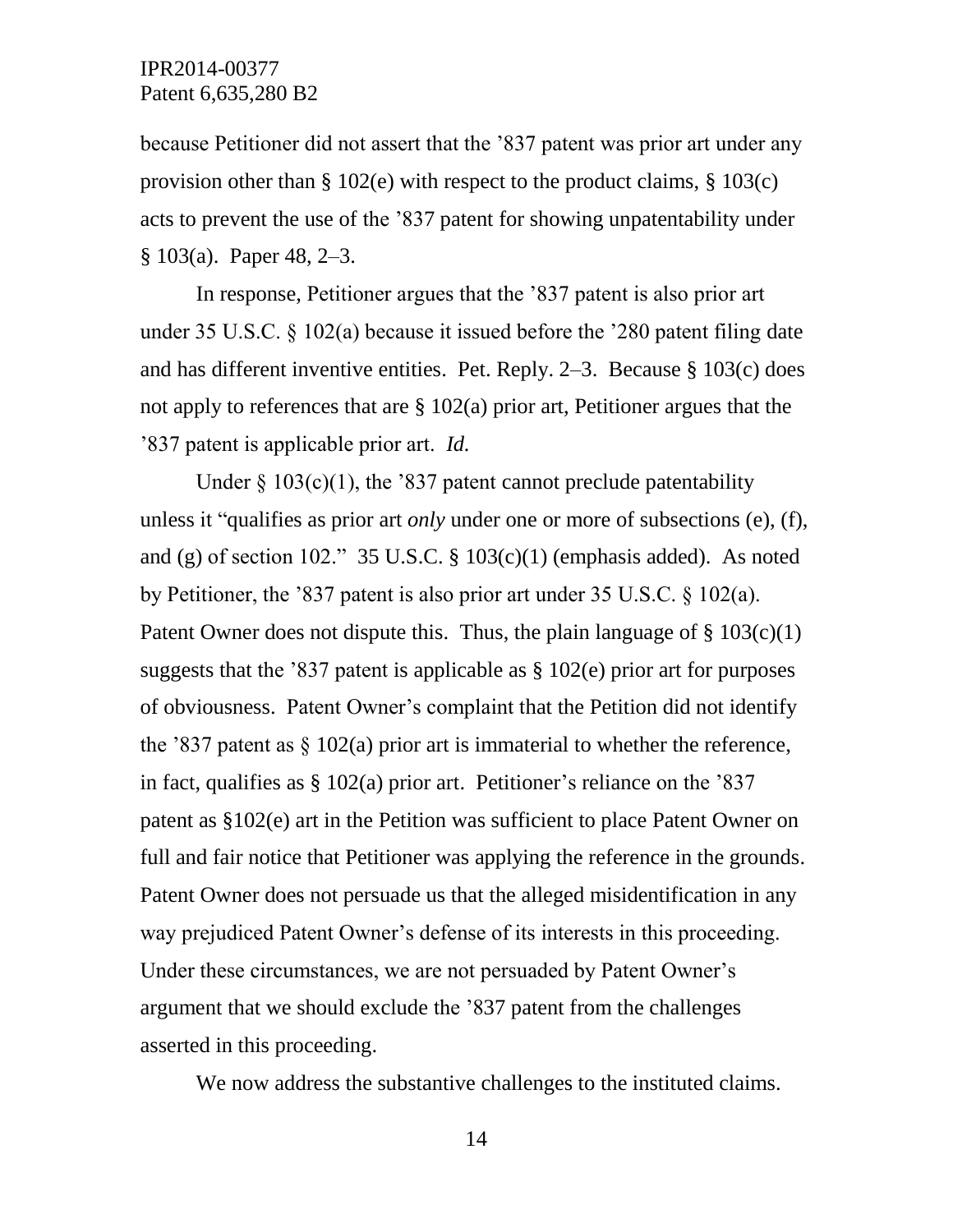because Petitioner did not assert that the ’837 patent was prior art under any provision other than § 102(e) with respect to the product claims, § 103(c) acts to prevent the use of the ’837 patent for showing unpatentability under § 103(a). Paper 48, 2–3.

In response, Petitioner argues that the ’837 patent is also prior art under 35 U.S.C. § 102(a) because it issued before the ’280 patent filing date and has different inventive entities. Pet. Reply. 2–3. Because § 103(c) does not apply to references that are § 102(a) prior art, Petitioner argues that the ’837 patent is applicable prior art. *Id.*

Under § 103(c)(1), the ’837 patent cannot preclude patentability unless it “qualifies as prior art *only* under one or more of subsections (e), (f), and (g) of section 102.” 35 U.S.C. § 103(c)(1) (emphasis added). As noted by Petitioner, the ’837 patent is also prior art under 35 U.S.C. § 102(a). Patent Owner does not dispute this. Thus, the plain language of § 103(c)(1) suggests that the ’837 patent is applicable as § 102(e) prior art for purposes of obviousness. Patent Owner’s complaint that the Petition did not identify the ’837 patent as § 102(a) prior art is immaterial to whether the reference, in fact, qualifies as § 102(a) prior art. Petitioner’s reliance on the ’837 patent as §102(e) art in the Petition was sufficient to place Patent Owner on full and fair notice that Petitioner was applying the reference in the grounds. Patent Owner does not persuade us that the alleged misidentification in any way prejudiced Patent Owner’s defense of its interests in this proceeding. Under these circumstances, we are not persuaded by Patent Owner’s argument that we should exclude the ’837 patent from the challenges asserted in this proceeding.

We now address the substantive challenges to the instituted claims.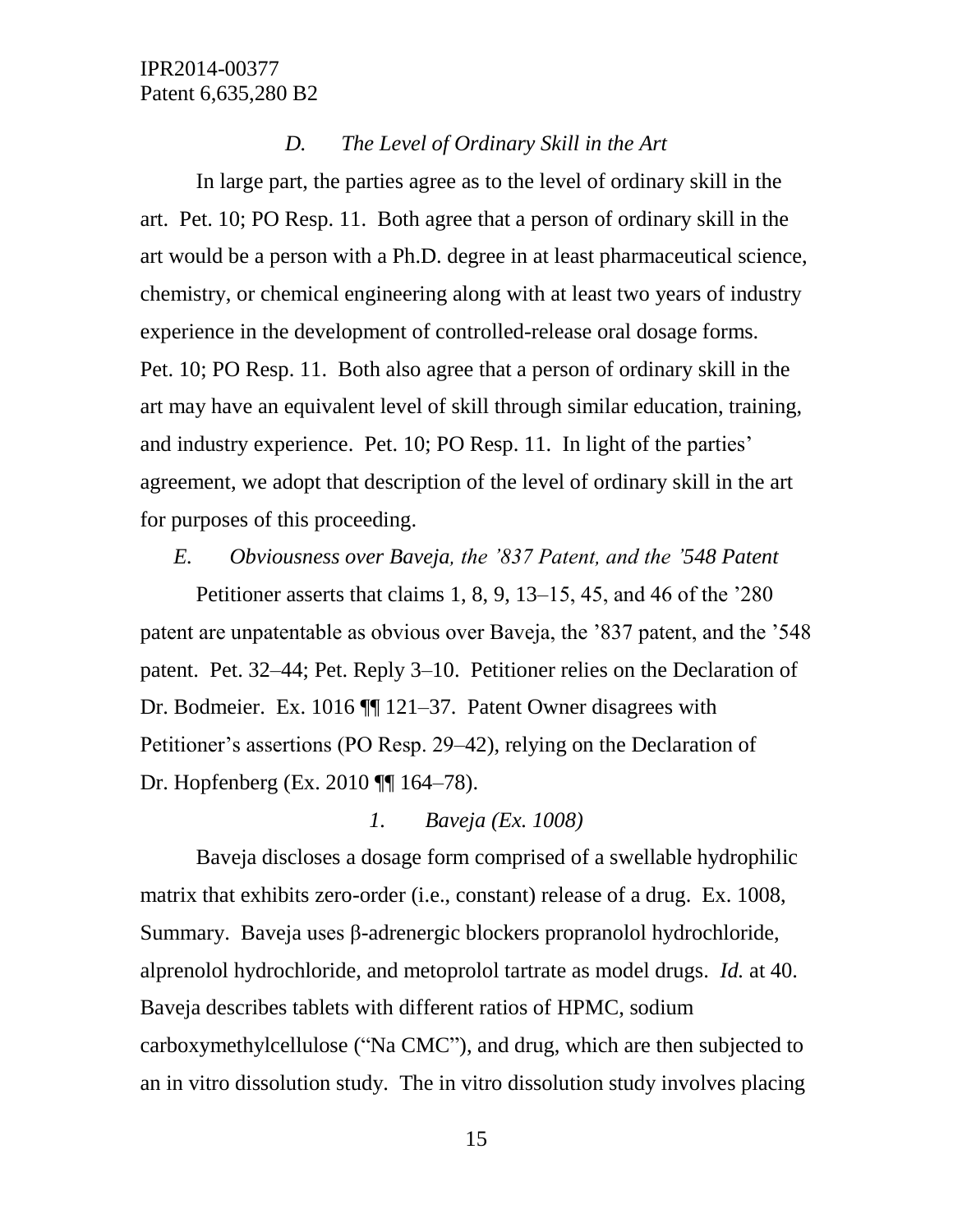### *D. The Level of Ordinary Skill in the Art*

In large part, the parties agree as to the level of ordinary skill in the art. Pet. 10; PO Resp. 11. Both agree that a person of ordinary skill in the art would be a person with a Ph.D. degree in at least pharmaceutical science, chemistry, or chemical engineering along with at least two years of industry experience in the development of controlled-release oral dosage forms. Pet. 10; PO Resp. 11. Both also agree that a person of ordinary skill in the art may have an equivalent level of skill through similar education, training, and industry experience. Pet. 10; PO Resp. 11. In light of the parties' agreement, we adopt that description of the level of ordinary skill in the art for purposes of this proceeding.

### *E. Obviousness over Baveja, the '837 Patent, and the '548 Patent*

Petitioner asserts that claims 1, 8, 9, 13–15, 45, and 46 of the '280 patent are unpatentable as obvious over Baveja, the '837 patent, and the '548 patent. Pet. 32–44; Pet. Reply 3–10. Petitioner relies on the Declaration of Dr. Bodmeier. Ex. 1016 ¶¶ 121–37. Patent Owner disagrees with Petitioner's assertions (PO Resp. 29–42), relying on the Declaration of Dr. Hopfenberg (Ex. 2010 ¶¶ 164–78).

#### *1. Baveja (Ex. 1008)*

Baveja discloses a dosage form comprised of a swellable hydrophilic matrix that exhibits zero-order (i.e., constant) release of a drug. Ex. 1008, Summary. Baveja uses β-adrenergic blockers propranolol hydrochloride, alprenolol hydrochloride, and metoprolol tartrate as model drugs. *Id.* at 40. Baveja describes tablets with different ratios of HPMC, sodium carboxymethylcellulose ("Na CMC"), and drug, which are then subjected to an in vitro dissolution study. The in vitro dissolution study involves placing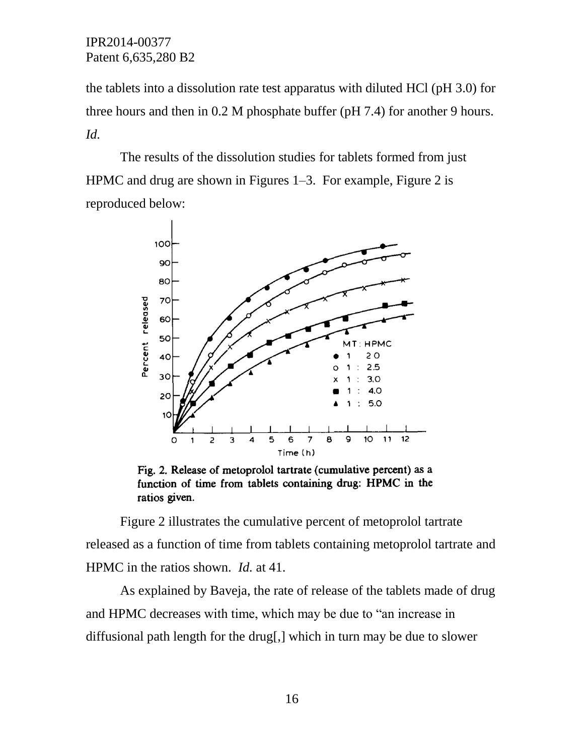the tablets into a dissolution rate test apparatus with diluted HCl (pH 3.0) for three hours and then in 0.2 M phosphate buffer (pH 7.4) for another 9 hours. *Id.*

The results of the dissolution studies for tablets formed from just HPMC and drug are shown in Figures 1–3. For example, Figure 2 is reproduced below:

**Fig. 2. Release of metoprolol tartrate (cumulative percent) as a function of time from tablets containing drug: HPMC in the ratios given.**

Figure 2 illustrates the cumulative percent of metoprolol tartrate released as a function of time from tablets containing metoprolol tartrate and HPMC in the ratios shown. *Id.* at 41.

As explained by Baveja, the rate of release of the tablets made of drug and HPMC decreases with time, which may be due to "an increase in diffusional path length for the drug[,] which in turn may be due to slower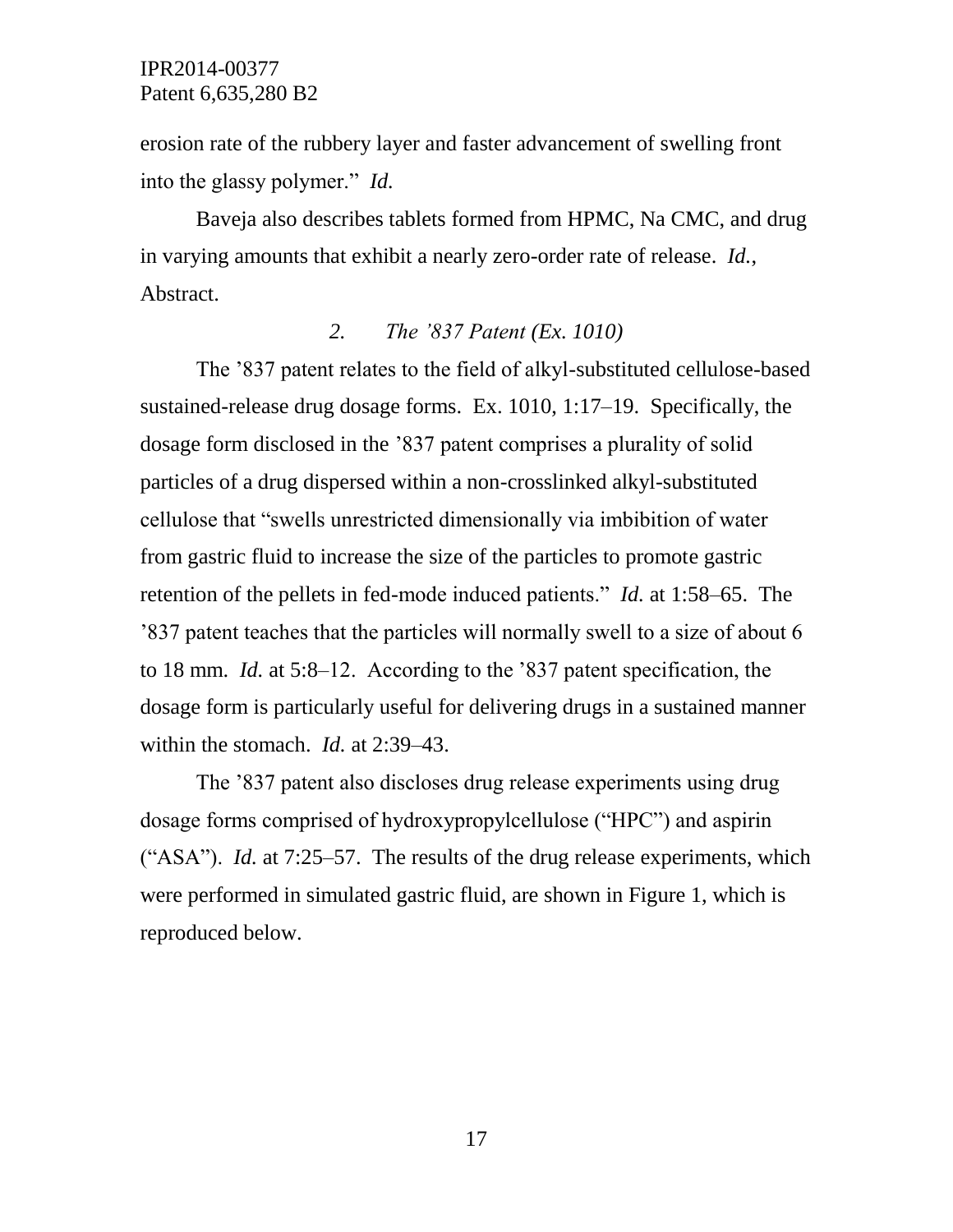erosion rate of the rubbery layer and faster advancement of swelling front into the glassy polymer." *Id.*

Baveja also describes tablets formed from HPMC, Na CMC, and drug in varying amounts that exhibit a nearly zero-order rate of release. *Id.*, Abstract.

### *2. The '837 Patent (Ex. 1010)*

The '837 patent relates to the field of alkyl-substituted cellulose-based sustained-release drug dosage forms. Ex. 1010, 1:17–19. Specifically, the dosage form disclosed in the '837 patent comprises a plurality of solid particles of a drug dispersed within a non-crosslinked alkyl-substituted cellulose that "swells unrestricted dimensionally via imbibition of water from gastric fluid to increase the size of the particles to promote gastric retention of the pellets in fed-mode induced patients." *Id.* at 1:58–65. The '837 patent teaches that the particles will normally swell to a size of about 6 to 18 mm. *Id.* at 5:8–12. According to the '837 patent specification, the dosage form is particularly useful for delivering drugs in a sustained manner within the stomach. *Id.* at 2:39–43.

The '837 patent also discloses drug release experiments using drug dosage forms comprised of hydroxypropylcellulose ("HPC") and aspirin ("ASA"). *Id.* at 7:25–57. The results of the drug release experiments, which were performed in simulated gastric fluid, are shown in Figure 1, which is reproduced below.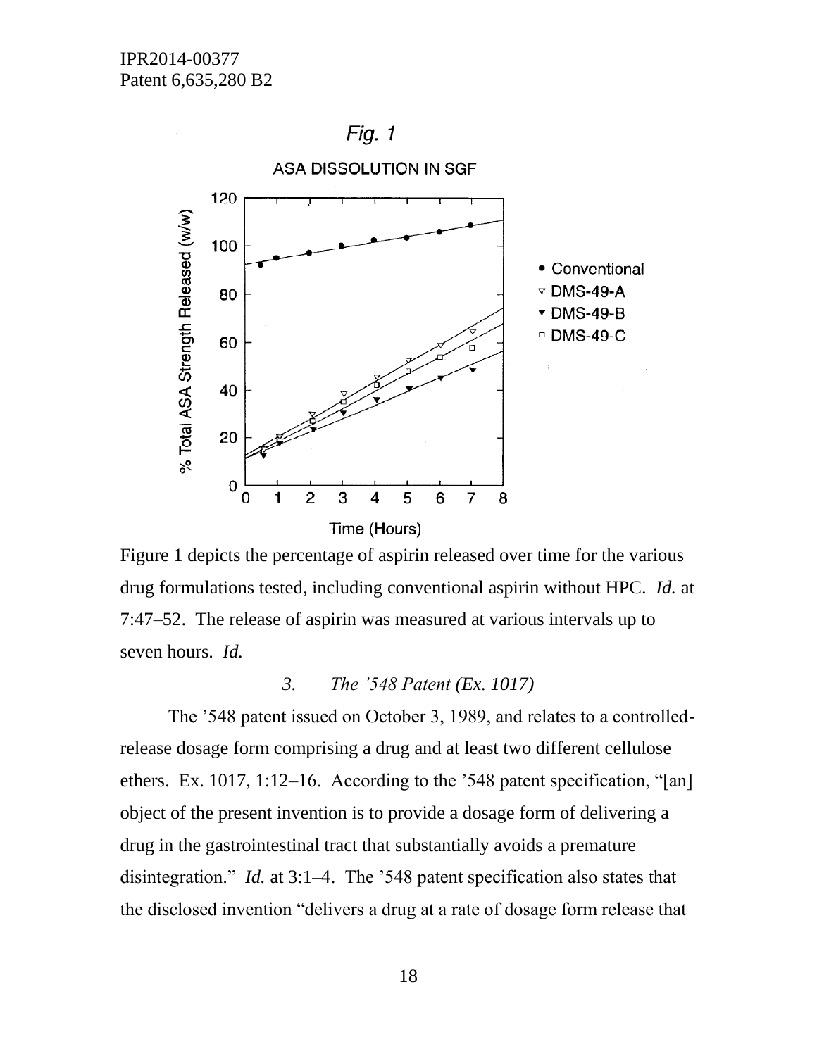Fig. 1

ASA DISSOLUTION IN SGF

Figure 1 depicts the percentage of aspirin released over time for the various drug formulations tested, including conventional aspirin without HPC. *Id.* at 7:47–52. The release of aspirin was measured at various intervals up to seven hours. *Id.*

### 3. *The '548 Patent (Ex. 1017)*

The '548 patent issued on October 3, 1989, and relates to a controlled-release dosage form comprising a drug and at least two different cellulose ethers. Ex. 1017, 1:12–16. According to the '548 patent specification, "[an] object of the present invention is to provide a dosage form of delivering a drug in the gastrointestinal tract that substantially avoids a premature disintegration." *Id.* at 3:1–4. The '548 patent specification also states that the disclosed invention "delivers a drug at a rate of dosage form release that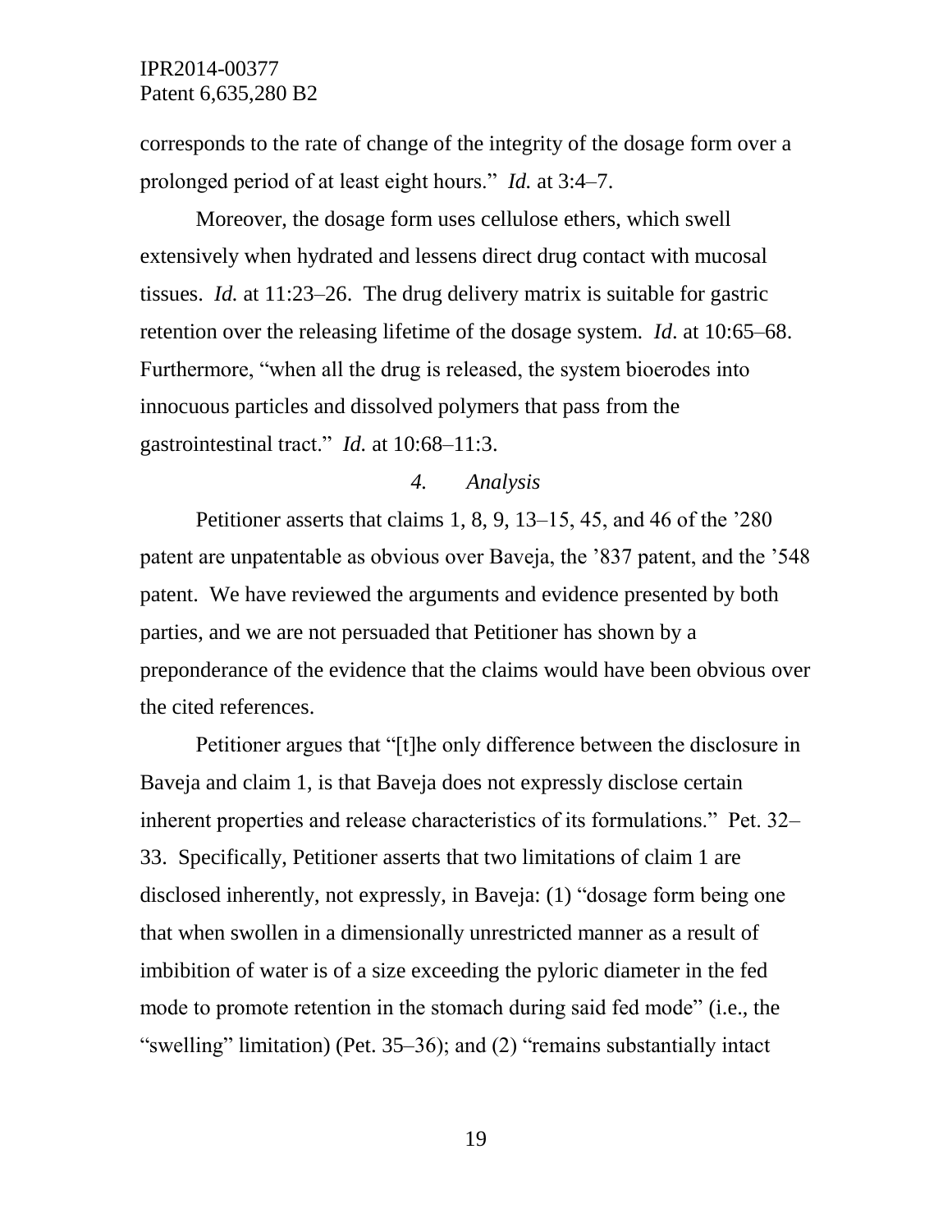corresponds to the rate of change of the integrity of the dosage form over a prolonged period of at least eight hours." *Id.* at 3:4–7.

Moreover, the dosage form uses cellulose ethers, which swell extensively when hydrated and lessens direct drug contact with mucosal tissues. *Id.* at 11:23–26. The drug delivery matrix is suitable for gastric retention over the releasing lifetime of the dosage system. *Id*. at 10:65–68. Furthermore, "when all the drug is released, the system bioerodes into innocuous particles and dissolved polymers that pass from the gastrointestinal tract." *Id.* at 10:68–11:3.

#### *4. Analysis*

Petitioner asserts that claims 1, 8, 9, 13–15, 45, and 46 of the '280 patent are unpatentable as obvious over Baveja, the '837 patent, and the '548 patent. We have reviewed the arguments and evidence presented by both parties, and we are not persuaded that Petitioner has shown by a preponderance of the evidence that the claims would have been obvious over the cited references.

Petitioner argues that "[t]he only difference between the disclosure in Baveja and claim 1, is that Baveja does not expressly disclose certain inherent properties and release characteristics of its formulations." Pet. 32–33. Specifically, Petitioner asserts that two limitations of claim 1 are disclosed inherently, not expressly, in Baveja: (1) "dosage form being one that when swollen in a dimensionally unrestricted manner as a result of imbibition of water is of a size exceeding the pyloric diameter in the fed mode to promote retention in the stomach during said fed mode" (i.e., the "swelling" limitation) (Pet. 35–36); and (2) "remains substantially intact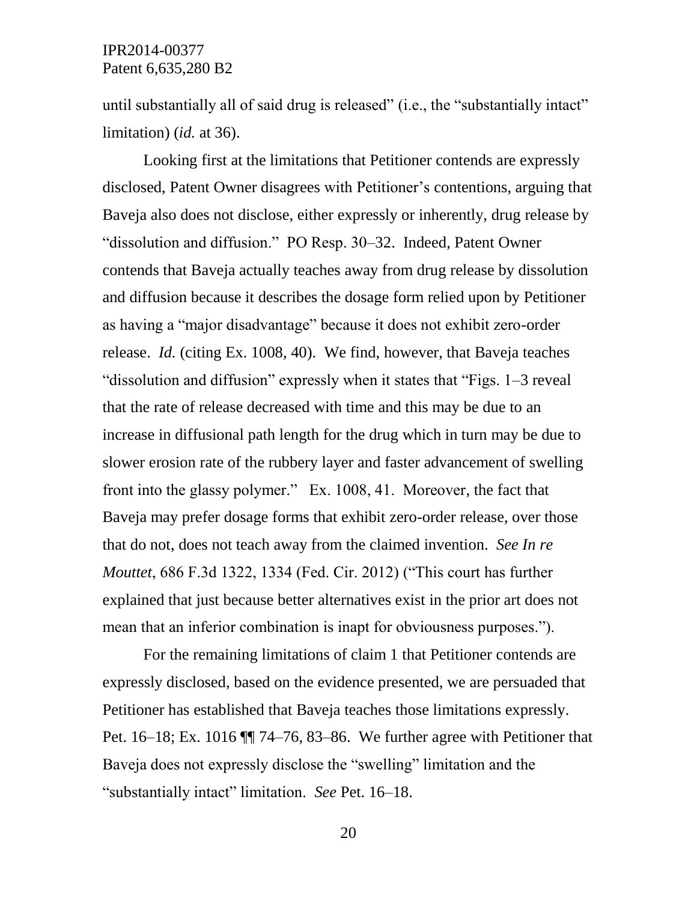until substantially all of said drug is released" (i.e., the "substantially intact" limitation) (*id.* at 36).

Looking first at the limitations that Petitioner contends are expressly disclosed, Patent Owner disagrees with Petitioner's contentions, arguing that Baveja also does not disclose, either expressly or inherently, drug release by "dissolution and diffusion." PO Resp. 30–32. Indeed, Patent Owner contends that Baveja actually teaches away from drug release by dissolution and diffusion because it describes the dosage form relied upon by Petitioner as having a "major disadvantage" because it does not exhibit zero-order release. *Id.* (citing Ex. 1008, 40). We find, however, that Baveja teaches "dissolution and diffusion" expressly when it states that "Figs. 1–3 reveal that the rate of release decreased with time and this may be due to an increase in diffusional path length for the drug which in turn may be due to slower erosion rate of the rubbery layer and faster advancement of swelling front into the glassy polymer." Ex. 1008, 41. Moreover, the fact that Baveja may prefer dosage forms that exhibit zero-order release, over those that do not, does not teach away from the claimed invention. *See In re Mouttet*, 686 F.3d 1322, 1334 (Fed. Cir. 2012) ("This court has further explained that just because better alternatives exist in the prior art does not mean that an inferior combination is inapt for obviousness purposes.").

For the remaining limitations of claim 1 that Petitioner contends are expressly disclosed, based on the evidence presented, we are persuaded that Petitioner has established that Baveja teaches those limitations expressly. Pet. 16–18; Ex. 1016 ¶¶ 74–76, 83–86. We further agree with Petitioner that Baveja does not expressly disclose the "swelling" limitation and the "substantially intact" limitation. *See* Pet. 16–18.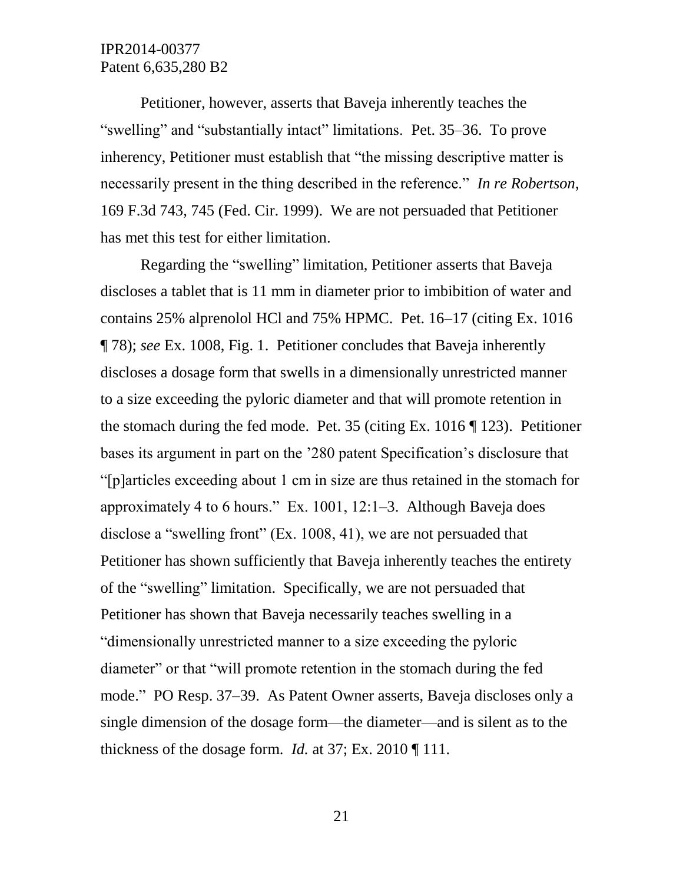Petitioner, however, asserts that Baveja inherently teaches the "swelling" and "substantially intact" limitations. Pet. 35–36. To prove inherency, Petitioner must establish that "the missing descriptive matter is necessarily present in the thing described in the reference." *In re Robertson*, 169 F.3d 743, 745 (Fed. Cir. 1999). We are not persuaded that Petitioner has met this test for either limitation.

Regarding the "swelling" limitation, Petitioner asserts that Baveja discloses a tablet that is 11 mm in diameter prior to imbibition of water and contains 25% alprenolol HCl and 75% HPMC. Pet. 16–17 (citing Ex. 1016 ¶ 78); *see* Ex. 1008, Fig. 1. Petitioner concludes that Baveja inherently discloses a dosage form that swells in a dimensionally unrestricted manner to a size exceeding the pyloric diameter and that will promote retention in the stomach during the fed mode. Pet. 35 (citing Ex. 1016 ¶ 123). Petitioner bases its argument in part on the '280 patent Specification's disclosure that "[p]articles exceeding about 1 cm in size are thus retained in the stomach for approximately 4 to 6 hours." Ex. 1001, 12:1–3. Although Baveja does disclose a "swelling front" (Ex. 1008, 41), we are not persuaded that Petitioner has shown sufficiently that Baveja inherently teaches the entirety of the "swelling" limitation. Specifically, we are not persuaded that Petitioner has shown that Baveja necessarily teaches swelling in a "dimensionally unrestricted manner to a size exceeding the pyloric diameter" or that "will promote retention in the stomach during the fed mode." PO Resp. 37–39. As Patent Owner asserts, Baveja discloses only a single dimension of the dosage form—the diameter—and is silent as to the thickness of the dosage form. *Id.* at 37; Ex. 2010 ¶ 111.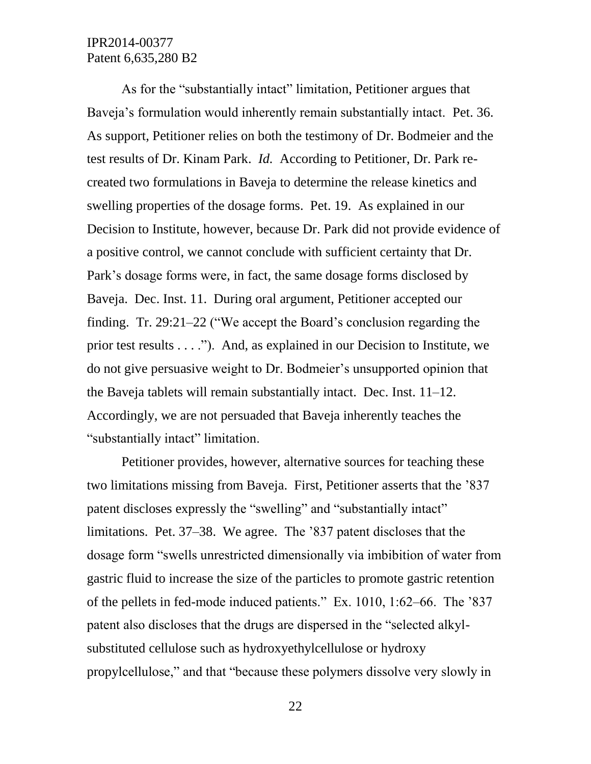As for the "substantially intact" limitation, Petitioner argues that Baveja's formulation would inherently remain substantially intact. Pet. 36. As support, Petitioner relies on both the testimony of Dr. Bodmeier and the test results of Dr. Kinam Park. *Id.* According to Petitioner, Dr. Park re-created two formulations in Baveja to determine the release kinetics and swelling properties of the dosage forms. Pet. 19. As explained in our Decision to Institute, however, because Dr. Park did not provide evidence of a positive control, we cannot conclude with sufficient certainty that Dr. Park's dosage forms were, in fact, the same dosage forms disclosed by Baveja. Dec. Inst. 11. During oral argument, Petitioner accepted our finding. Tr. 29:21–22 ("We accept the Board's conclusion regarding the prior test results . . . ."). And, as explained in our Decision to Institute, we do not give persuasive weight to Dr. Bodmeier's unsupported opinion that the Baveja tablets will remain substantially intact. Dec. Inst. 11–12. Accordingly, we are not persuaded that Baveja inherently teaches the "substantially intact" limitation.

Petitioner provides, however, alternative sources for teaching these two limitations missing from Baveja. First, Petitioner asserts that the '837 patent discloses expressly the "swelling" and "substantially intact" limitations. Pet. 37–38. We agree. The '837 patent discloses that the dosage form "swells unrestricted dimensionally via imbibition of water from gastric fluid to increase the size of the particles to promote gastric retention of the pellets in fed-mode induced patients." Ex. 1010, 1:62–66. The '837 patent also discloses that the drugs are dispersed in the "selected alkyl-substituted cellulose such as hydroxyethylcellulose or hydroxy propylcellulose," and that "because these polymers dissolve very slowly in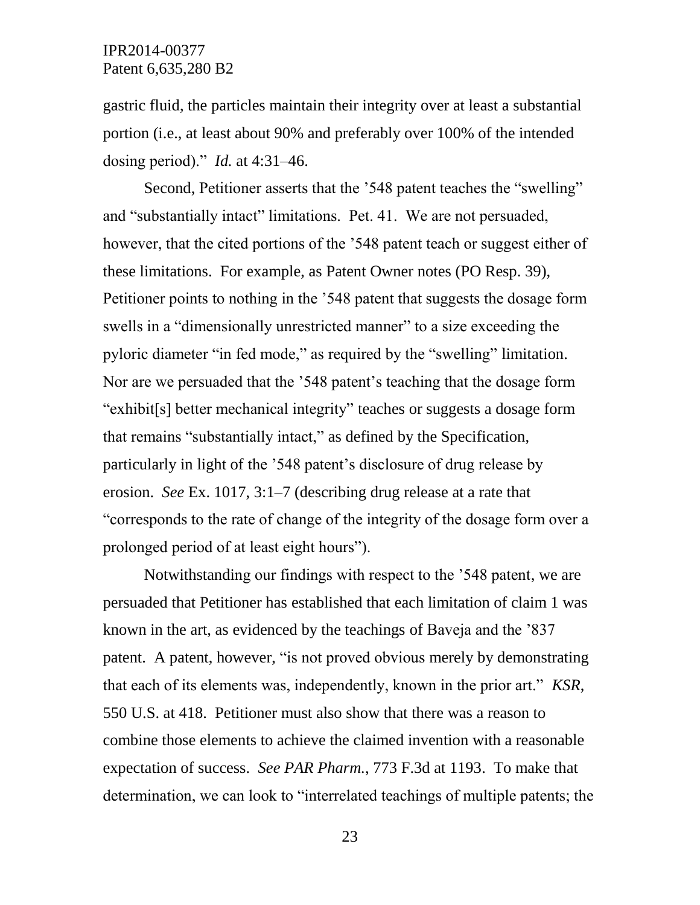gastric fluid, the particles maintain their integrity over at least a substantial portion (i.e., at least about 90% and preferably over 100% of the intended dosing period)." *Id.* at 4:31–46.

Second, Petitioner asserts that the '548 patent teaches the "swelling" and "substantially intact" limitations. Pet. 41. We are not persuaded, however, that the cited portions of the '548 patent teach or suggest either of these limitations. For example, as Patent Owner notes (PO Resp. 39), Petitioner points to nothing in the '548 patent that suggests the dosage form swells in a "dimensionally unrestricted manner" to a size exceeding the pyloric diameter "in fed mode," as required by the "swelling" limitation. Nor are we persuaded that the '548 patent's teaching that the dosage form "exhibit[s] better mechanical integrity" teaches or suggests a dosage form that remains "substantially intact," as defined by the Specification, particularly in light of the '548 patent's disclosure of drug release by erosion. *See* Ex. 1017, 3:1–7 (describing drug release at a rate that "corresponds to the rate of change of the integrity of the dosage form over a prolonged period of at least eight hours").

Notwithstanding our findings with respect to the '548 patent, we are persuaded that Petitioner has established that each limitation of claim 1 was known in the art, as evidenced by the teachings of Baveja and the '837 patent. A patent, however, "is not proved obvious merely by demonstrating that each of its elements was, independently, known in the prior art." *KSR*, 550 U.S. at 418. Petitioner must also show that there was a reason to combine those elements to achieve the claimed invention with a reasonable expectation of success. *See PAR Pharm.*, 773 F.3d at 1193. To make that determination, we can look to "interrelated teachings of multiple patents; the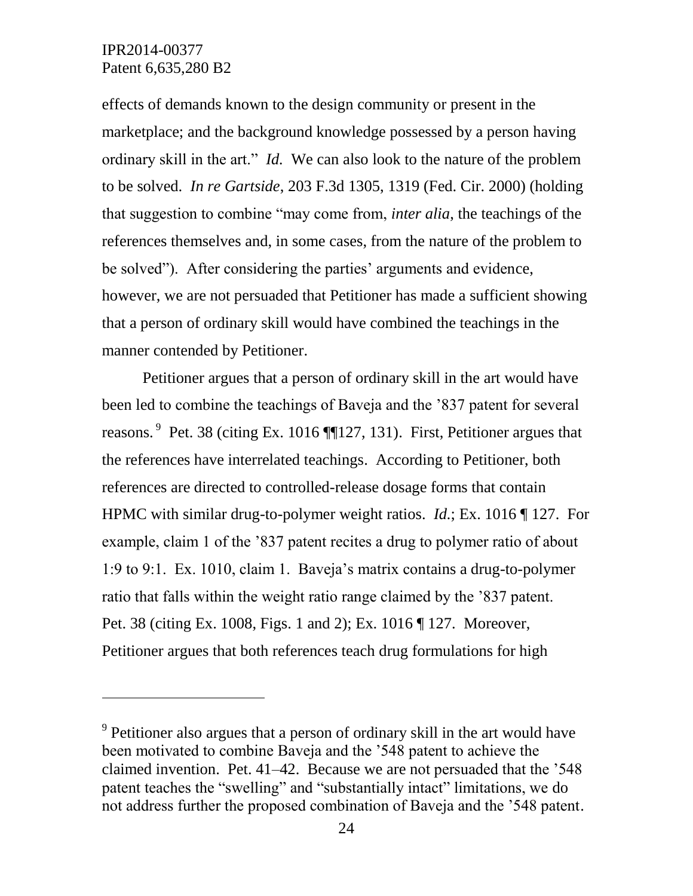effects of demands known to the design community or present in the marketplace; and the background knowledge possessed by a person having ordinary skill in the art." *Id.* We can also look to the nature of the problem to be solved. *In re Gartside*, 203 F.3d 1305, 1319 (Fed. Cir. 2000) (holding that suggestion to combine "may come from, *inter alia*, the teachings of the references themselves and, in some cases, from the nature of the problem to be solved"). After considering the parties' arguments and evidence, however, we are not persuaded that Petitioner has made a sufficient showing that a person of ordinary skill would have combined the teachings in the manner contended by Petitioner.

Petitioner argues that a person of ordinary skill in the art would have been led to combine the teachings of Baveja and the '837 patent for several reasons.[9] Pet. 38 (citing Ex. 1016 ¶¶127, 131). First, Petitioner argues that the references have interrelated teachings. According to Petitioner, both references are directed to controlled-release dosage forms that contain HPMC with similar drug-to-polymer weight ratios. *Id.*; Ex. 1016 ¶ 127. For example, claim 1 of the '837 patent recites a drug to polymer ratio of about 1:9 to 9:1. Ex. 1010, claim 1. Baveja's matrix contains a drug-to-polymer ratio that falls within the weight ratio range claimed by the '837 patent. Pet. 38 (citing Ex. 1008, Figs. 1 and 2); Ex. 1016 ¶ 127. Moreover, Petitioner argues that both references teach drug formulations for high

---

[9] Petitioner also argues that a person of ordinary skill in the art would have been motivated to combine Baveja and the '548 patent to achieve the claimed invention. Pet. 41–42. Because we are not persuaded that the '548 patent teaches the "swelling" and "substantially intact" limitations, we do not address further the proposed combination of Baveja and the '548 patent.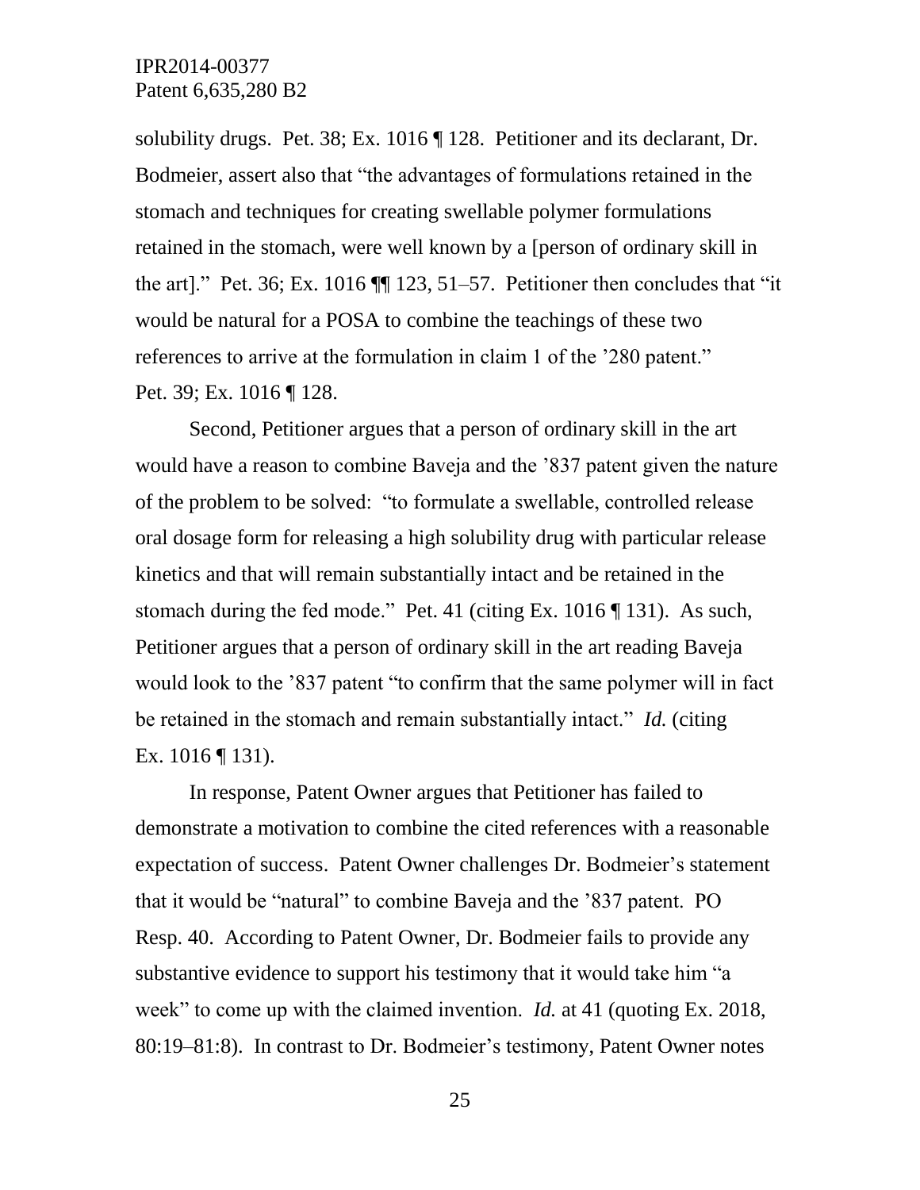solubility drugs. Pet. 38; Ex. 1016 ¶ 128. Petitioner and its declarant, Dr. Bodmeier, assert also that "the advantages of formulations retained in the stomach and techniques for creating swellable polymer formulations retained in the stomach, were well known by a [person of ordinary skill in the art]." Pet. 36; Ex. 1016 ¶¶ 123, 51–57. Petitioner then concludes that "it would be natural for a POSA to combine the teachings of these two references to arrive at the formulation in claim 1 of the '280 patent." Pet. 39; Ex. 1016 ¶ 128.

Second, Petitioner argues that a person of ordinary skill in the art would have a reason to combine Baveja and the '837 patent given the nature of the problem to be solved: "to formulate a swellable, controlled release oral dosage form for releasing a high solubility drug with particular release kinetics and that will remain substantially intact and be retained in the stomach during the fed mode." Pet. 41 (citing Ex. 1016 ¶ 131). As such, Petitioner argues that a person of ordinary skill in the art reading Baveja would look to the '837 patent "to confirm that the same polymer will in fact be retained in the stomach and remain substantially intact." *Id.* (citing Ex. 1016 ¶ 131).

In response, Patent Owner argues that Petitioner has failed to demonstrate a motivation to combine the cited references with a reasonable expectation of success. Patent Owner challenges Dr. Bodmeier's statement that it would be "natural" to combine Baveja and the '837 patent. PO Resp. 40. According to Patent Owner, Dr. Bodmeier fails to provide any substantive evidence to support his testimony that it would take him "a week" to come up with the claimed invention. *Id.* at 41 (quoting Ex. 2018, 80:19–81:8). In contrast to Dr. Bodmeier's testimony, Patent Owner notes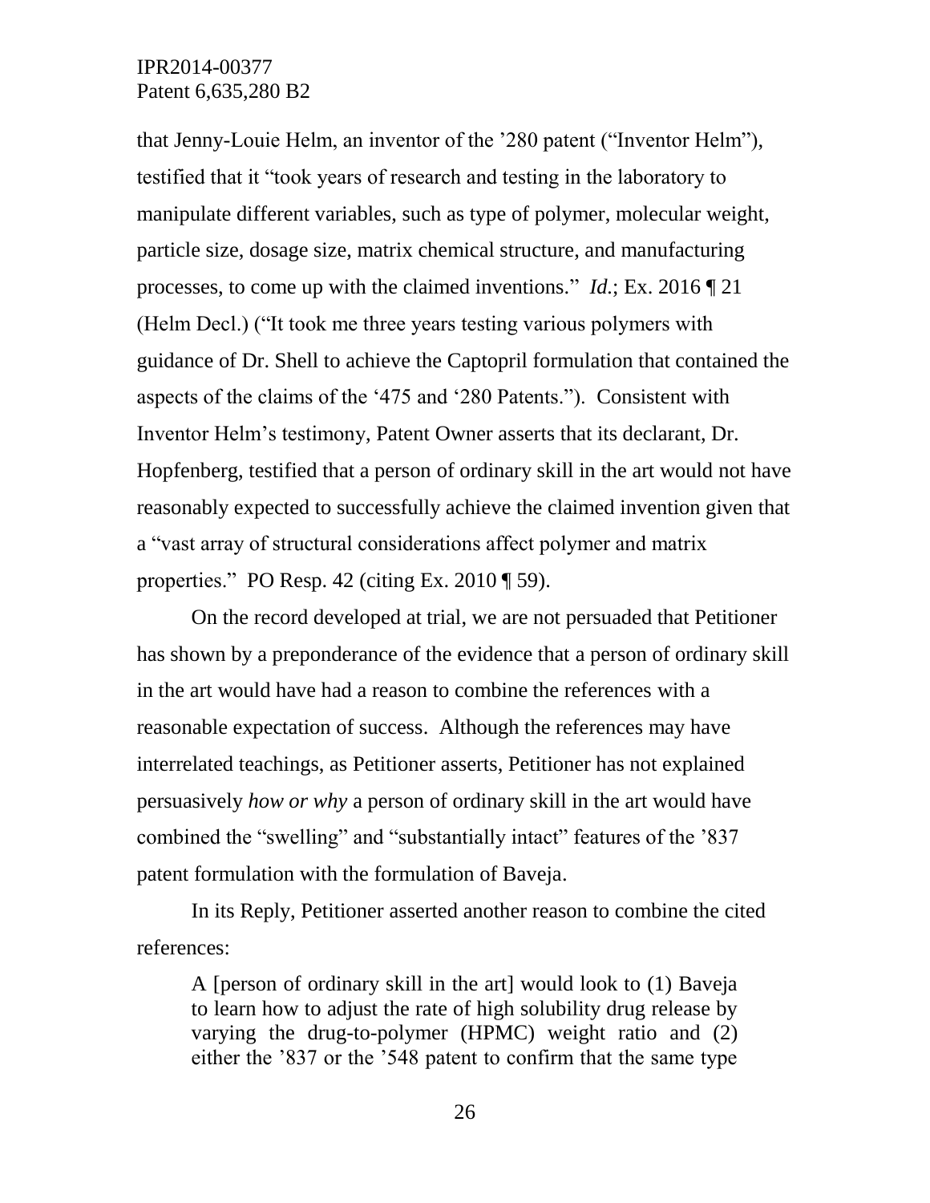that Jenny-Louie Helm, an inventor of the '280 patent ("Inventor Helm"), testified that it "took years of research and testing in the laboratory to manipulate different variables, such as type of polymer, molecular weight, particle size, dosage size, matrix chemical structure, and manufacturing processes, to come up with the claimed inventions." *Id.*; Ex. 2016 ¶ 21 (Helm Decl.) ("It took me three years testing various polymers with guidance of Dr. Shell to achieve the Captopril formulation that contained the aspects of the claims of the '475 and '280 Patents."). Consistent with Inventor Helm's testimony, Patent Owner asserts that its declarant, Dr. Hopfenberg, testified that a person of ordinary skill in the art would not have reasonably expected to successfully achieve the claimed invention given that a "vast array of structural considerations affect polymer and matrix properties." PO Resp. 42 (citing Ex. 2010 ¶ 59).

On the record developed at trial, we are not persuaded that Petitioner has shown by a preponderance of the evidence that a person of ordinary skill in the art would have had a reason to combine the references with a reasonable expectation of success. Although the references may have interrelated teachings, as Petitioner asserts, Petitioner has not explained persuasively *how or why* a person of ordinary skill in the art would have combined the "swelling" and "substantially intact" features of the '837 patent formulation with the formulation of Baveja.

In its Reply, Petitioner asserted another reason to combine the cited references:

> A [person of ordinary skill in the art] would look to (1) Baveja to learn how to adjust the rate of high solubility drug release by varying the drug-to-polymer (HPMC) weight ratio and (2) either the '837 or the '548 patent to confirm that the same type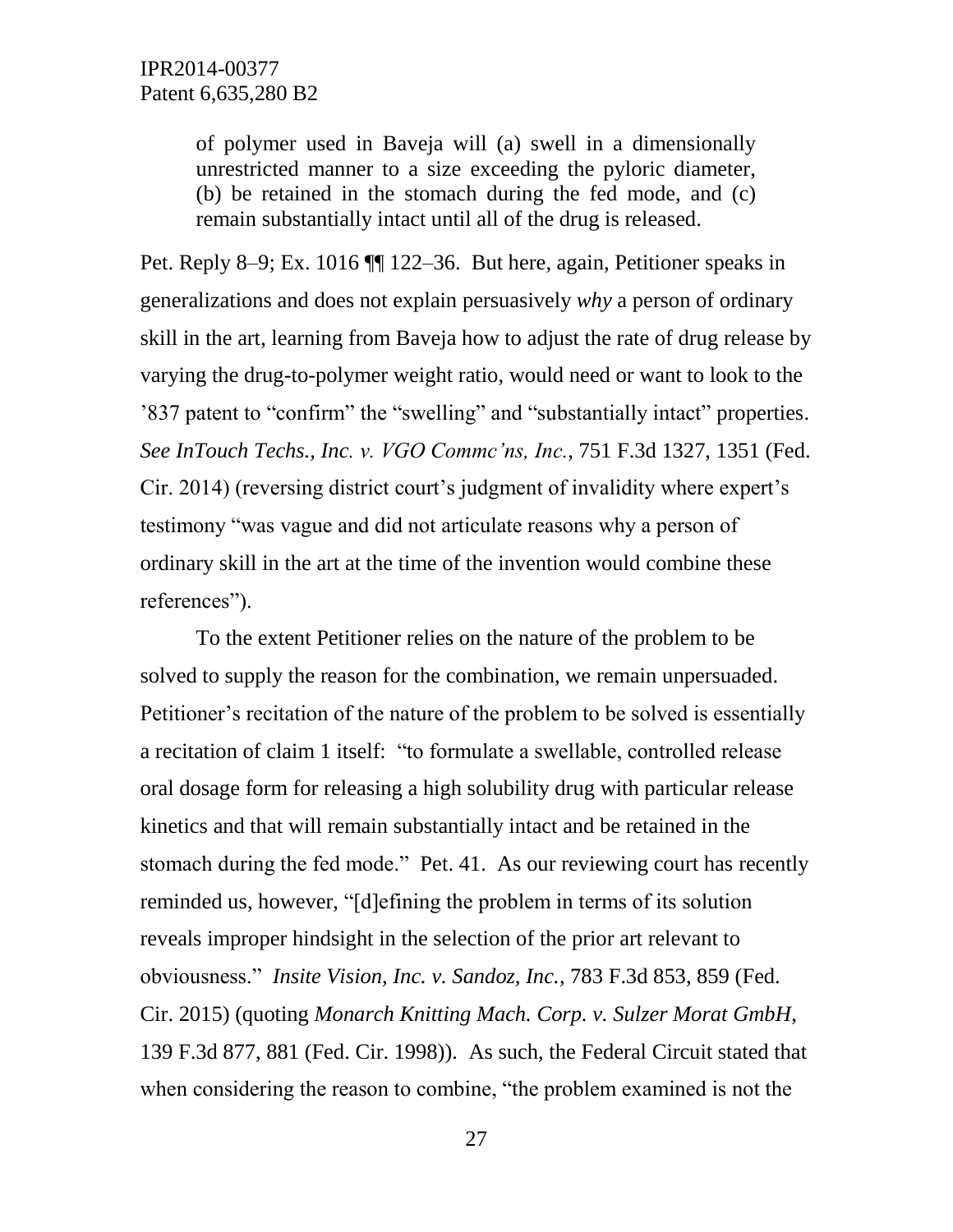> of polymer used in Baveja will (a) swell in a dimensionally unrestricted manner to a size exceeding the pyloric diameter, (b) be retained in the stomach during the fed mode, and (c) remain substantially intact until all of the drug is released.

Pet. Reply 8–9; Ex. 1016 ¶¶ 122–36. But here, again, Petitioner speaks in generalizations and does not explain persuasively *why* a person of ordinary skill in the art, learning from Baveja how to adjust the rate of drug release by varying the drug-to-polymer weight ratio, would need or want to look to the '837 patent to "confirm" the "swelling" and "substantially intact" properties. *See InTouch Techs., Inc. v. VGO Commc'ns, Inc.*, 751 F.3d 1327, 1351 (Fed. Cir. 2014) (reversing district court's judgment of invalidity where expert's testimony "was vague and did not articulate reasons why a person of ordinary skill in the art at the time of the invention would combine these references").

To the extent Petitioner relies on the nature of the problem to be solved to supply the reason for the combination, we remain unpersuaded. Petitioner's recitation of the nature of the problem to be solved is essentially a recitation of claim 1 itself: "to formulate a swellable, controlled release oral dosage form for releasing a high solubility drug with particular release kinetics and that will remain substantially intact and be retained in the stomach during the fed mode." Pet. 41. As our reviewing court has recently reminded us, however, "[d]efining the problem in terms of its solution reveals improper hindsight in the selection of the prior art relevant to obviousness." *Insite Vision, Inc. v. Sandoz, Inc.*, 783 F.3d 853, 859 (Fed. Cir. 2015) (quoting *Monarch Knitting Mach. Corp. v. Sulzer Morat GmbH*, 139 F.3d 877, 881 (Fed. Cir. 1998)). As such, the Federal Circuit stated that when considering the reason to combine, "the problem examined is not the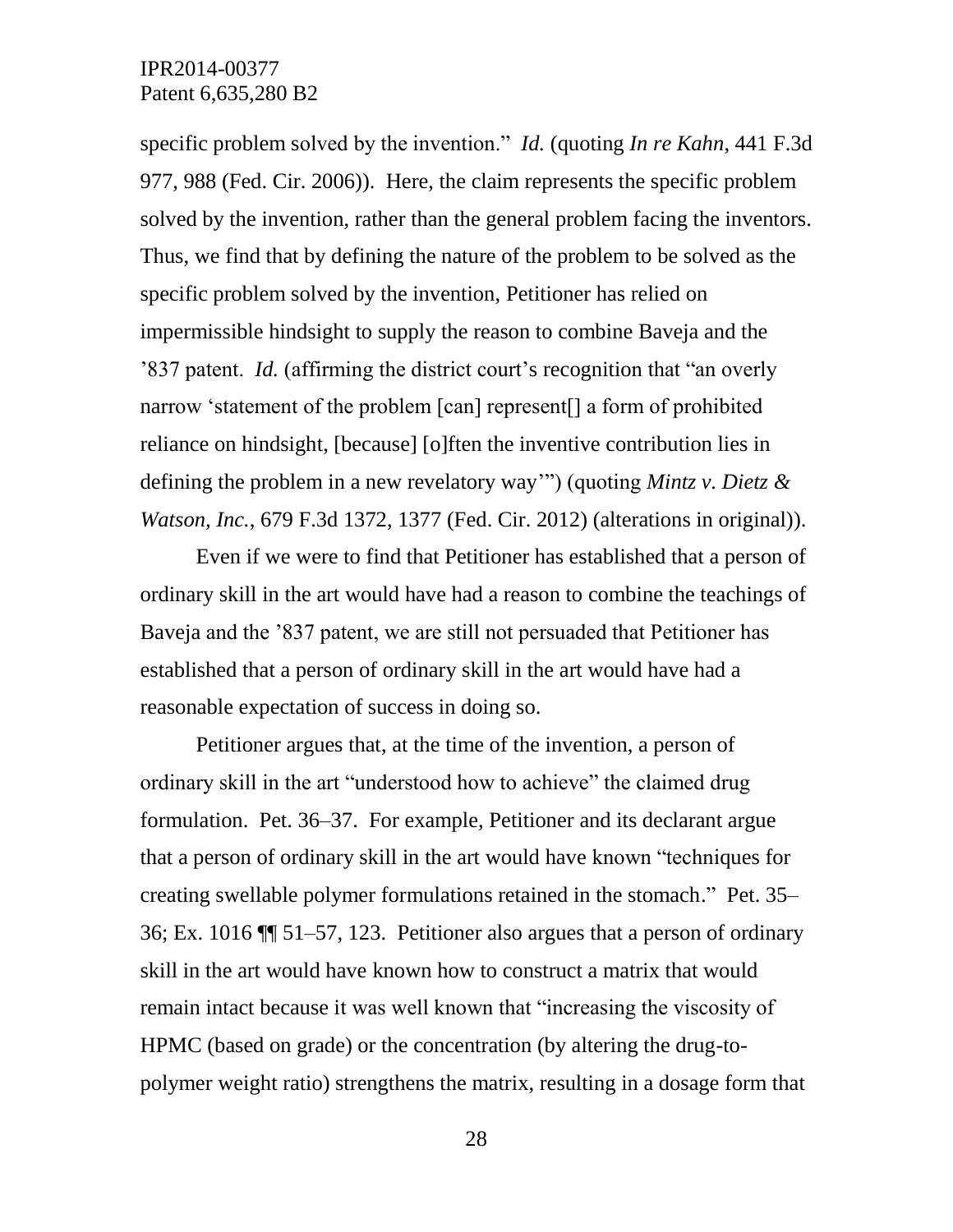specific problem solved by the invention." *Id.* (quoting *In re Kahn*, 441 F.3d 977, 988 (Fed. Cir. 2006)). Here, the claim represents the specific problem solved by the invention, rather than the general problem facing the inventors. Thus, we find that by defining the nature of the problem to be solved as the specific problem solved by the invention, Petitioner has relied on impermissible hindsight to supply the reason to combine Baveja and the '837 patent. *Id.* (affirming the district court's recognition that "an overly narrow 'statement of the problem [can] represent[] a form of prohibited reliance on hindsight, [because] [o]ften the inventive contribution lies in defining the problem in a new revelatory way'") (quoting *Mintz v. Dietz & Watson, Inc.*, 679 F.3d 1372, 1377 (Fed. Cir. 2012) (alterations in original)).

Even if we were to find that Petitioner has established that a person of ordinary skill in the art would have had a reason to combine the teachings of Baveja and the '837 patent, we are still not persuaded that Petitioner has established that a person of ordinary skill in the art would have had a reasonable expectation of success in doing so.

Petitioner argues that, at the time of the invention, a person of ordinary skill in the art "understood how to achieve" the claimed drug formulation. Pet. 36–37. For example, Petitioner and its declarant argue that a person of ordinary skill in the art would have known "techniques for creating swellable polymer formulations retained in the stomach." Pet. 35–36; Ex. 1016 ¶¶ 51–57, 123. Petitioner also argues that a person of ordinary skill in the art would have known how to construct a matrix that would remain intact because it was well known that "increasing the viscosity of HPMC (based on grade) or the concentration (by altering the drug-to-polymer weight ratio) strengthens the matrix, resulting in a dosage form that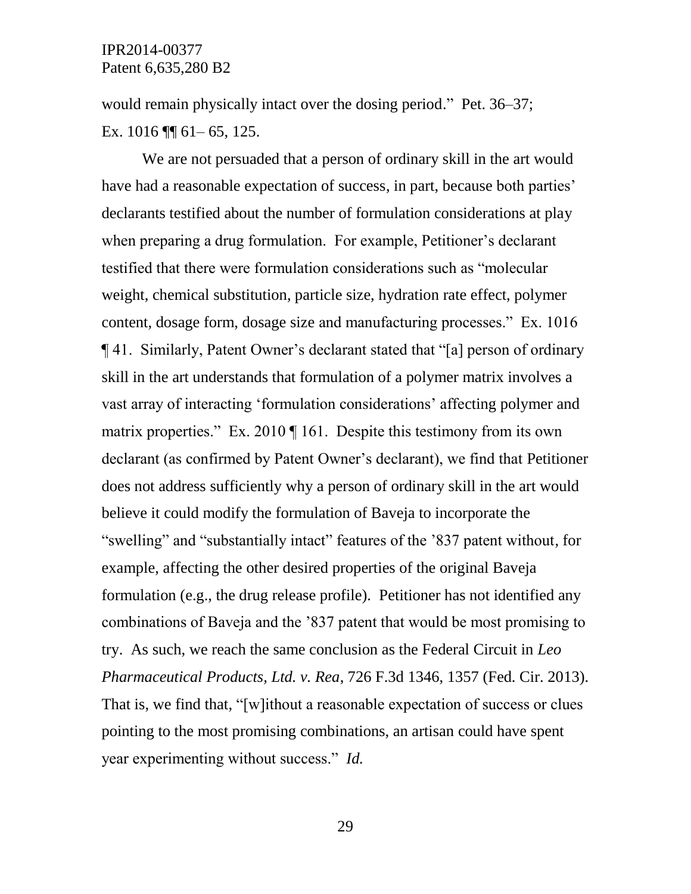would remain physically intact over the dosing period." Pet. 36–37; Ex. 1016 ¶¶ 61– 65, 125.

We are not persuaded that a person of ordinary skill in the art would have had a reasonable expectation of success, in part, because both parties' declarants testified about the number of formulation considerations at play when preparing a drug formulation. For example, Petitioner's declarant testified that there were formulation considerations such as "molecular weight, chemical substitution, particle size, hydration rate effect, polymer content, dosage form, dosage size and manufacturing processes." Ex. 1016 ¶ 41. Similarly, Patent Owner's declarant stated that "[a] person of ordinary skill in the art understands that formulation of a polymer matrix involves a vast array of interacting 'formulation considerations' affecting polymer and matrix properties." Ex. 2010 ¶ 161. Despite this testimony from its own declarant (as confirmed by Patent Owner's declarant), we find that Petitioner does not address sufficiently why a person of ordinary skill in the art would believe it could modify the formulation of Baveja to incorporate the "swelling" and "substantially intact" features of the '837 patent without, for example, affecting the other desired properties of the original Baveja formulation (e.g., the drug release profile). Petitioner has not identified any combinations of Baveja and the '837 patent that would be most promising to try. As such, we reach the same conclusion as the Federal Circuit in *Leo Pharmaceutical Products, Ltd. v. Rea*, 726 F.3d 1346, 1357 (Fed. Cir. 2013). That is, we find that, "[w]ithout a reasonable expectation of success or clues pointing to the most promising combinations, an artisan could have spent year experimenting without success." *Id.*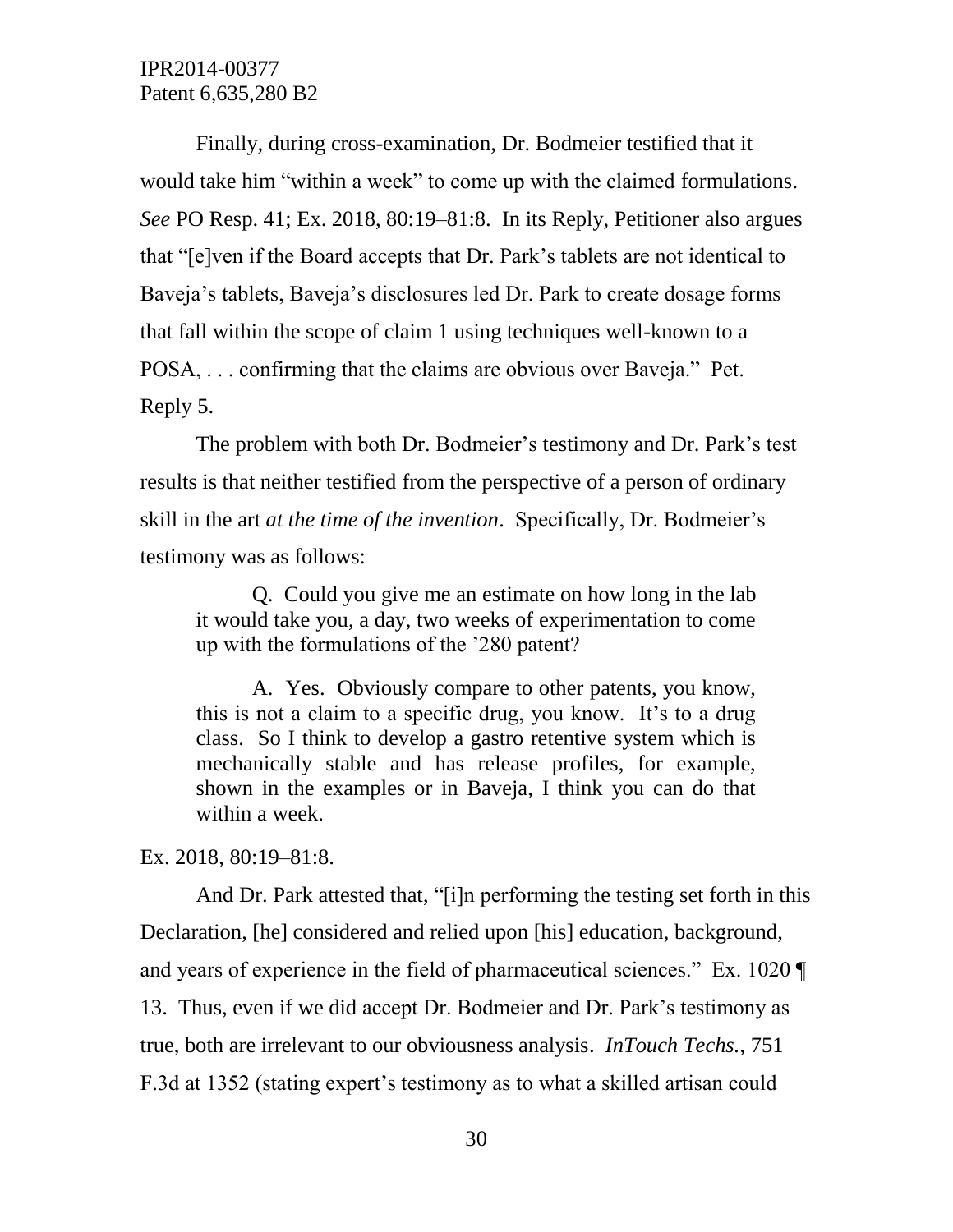Finally, during cross-examination, Dr. Bodmeier testified that it would take him "within a week" to come up with the claimed formulations. *See* PO Resp. 41; Ex. 2018, 80:19–81:8. In its Reply, Petitioner also argues that "[e]ven if the Board accepts that Dr. Park's tablets are not identical to Baveja's tablets, Baveja's disclosures led Dr. Park to create dosage forms that fall within the scope of claim 1 using techniques well-known to a POSA, . . . confirming that the claims are obvious over Baveja." Pet. Reply 5.

The problem with both Dr. Bodmeier's testimony and Dr. Park's test results is that neither testified from the perspective of a person of ordinary skill in the art *at the time of the invention*. Specifically, Dr. Bodmeier's testimony was as follows:

> Q. Could you give me an estimate on how long in the lab it would take you, a day, two weeks of experimentation to come up with the formulations of the '280 patent?
>
> A. Yes. Obviously compare to other patents, you know, this is not a claim to a specific drug, you know. It's to a drug class. So I think to develop a gastro retentive system which is mechanically stable and has release profiles, for example, shown in the examples or in Baveja, I think you can do that within a week.

Ex. 2018, 80:19–81:8.

And Dr. Park attested that, "[i]n performing the testing set forth in this Declaration, [he] considered and relied upon [his] education, background, and years of experience in the field of pharmaceutical sciences." Ex. 1020 ¶ 13. Thus, even if we did accept Dr. Bodmeier and Dr. Park's testimony as true, both are irrelevant to our obviousness analysis. *InTouch Techs.*, 751 F.3d at 1352 (stating expert's testimony as to what a skilled artisan could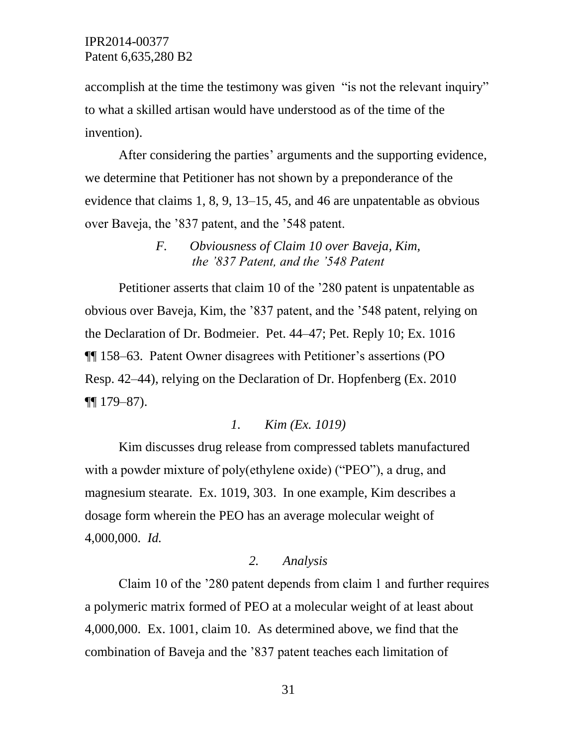accomplish at the time the testimony was given "is not the relevant inquiry" to what a skilled artisan would have understood as of the time of the invention).

After considering the parties' arguments and the supporting evidence, we determine that Petitioner has not shown by a preponderance of the evidence that claims 1, 8, 9, 13–15, 45, and 46 are unpatentable as obvious over Baveja, the '837 patent, and the '548 patent.

### *F. Obviousness of Claim 10 over Baveja, Kim, the '837 Patent, and the '548 Patent*

Petitioner asserts that claim 10 of the '280 patent is unpatentable as obvious over Baveja, Kim, the '837 patent, and the '548 patent, relying on the Declaration of Dr. Bodmeier. Pet. 44–47; Pet. Reply 10; Ex. 1016 ¶¶ 158–63. Patent Owner disagrees with Petitioner's assertions (PO Resp. 42–44), relying on the Declaration of Dr. Hopfenberg (Ex. 2010 ¶¶ 179–87).

#### *1. Kim (Ex. 1019)*

Kim discusses drug release from compressed tablets manufactured with a powder mixture of poly(ethylene oxide) ("PEO"), a drug, and magnesium stearate. Ex. 1019, 303. In one example, Kim describes a dosage form wherein the PEO has an average molecular weight of 4,000,000. *Id.*

#### *2. Analysis*

Claim 10 of the '280 patent depends from claim 1 and further requires a polymeric matrix formed of PEO at a molecular weight of at least about 4,000,000. Ex. 1001, claim 10. As determined above, we find that the combination of Baveja and the '837 patent teaches each limitation of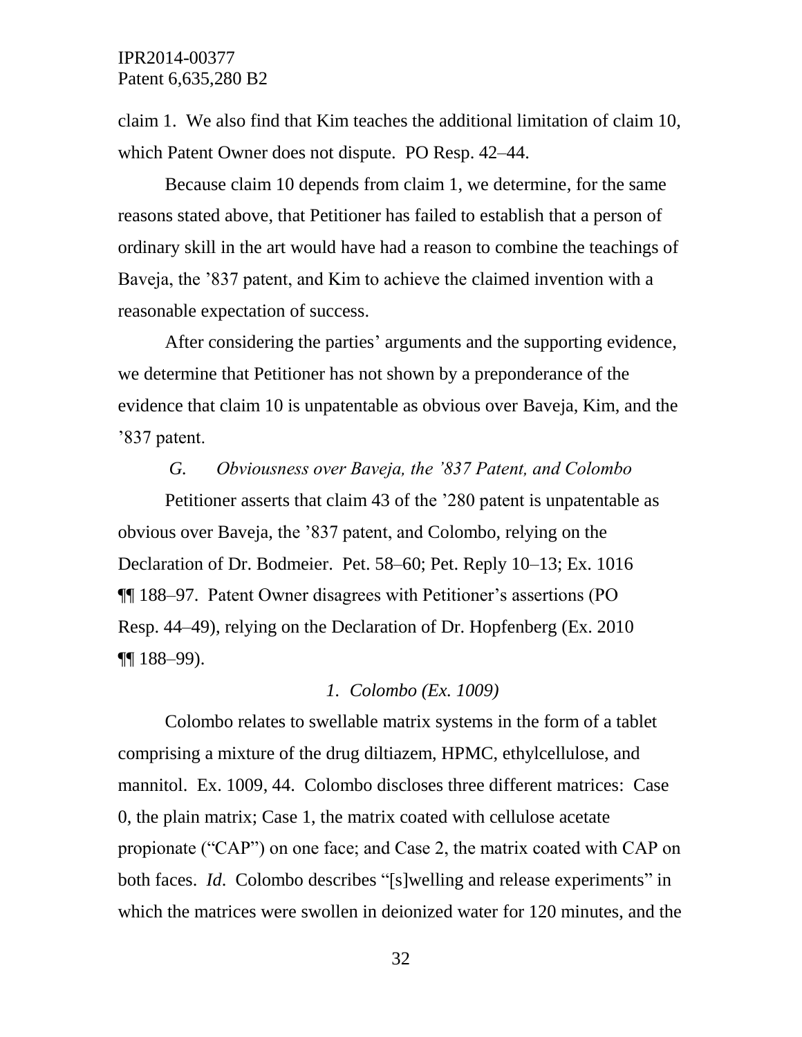claim 1. We also find that Kim teaches the additional limitation of claim 10, which Patent Owner does not dispute. PO Resp. 42–44.

Because claim 10 depends from claim 1, we determine, for the same reasons stated above, that Petitioner has failed to establish that a person of ordinary skill in the art would have had a reason to combine the teachings of Baveja, the '837 patent, and Kim to achieve the claimed invention with a reasonable expectation of success.

After considering the parties' arguments and the supporting evidence, we determine that Petitioner has not shown by a preponderance of the evidence that claim 10 is unpatentable as obvious over Baveja, Kim, and the '837 patent.

### *G. Obviousness over Baveja, the '837 Patent, and Colombo*

Petitioner asserts that claim 43 of the '280 patent is unpatentable as obvious over Baveja, the '837 patent, and Colombo, relying on the Declaration of Dr. Bodmeier. Pet. 58–60; Pet. Reply 10–13; Ex. 1016 ¶¶ 188–97. Patent Owner disagrees with Petitioner's assertions (PO Resp. 44–49), relying on the Declaration of Dr. Hopfenberg (Ex. 2010 ¶¶ 188–99).

#### *1. Colombo (Ex. 1009)*

Colombo relates to swellable matrix systems in the form of a tablet comprising a mixture of the drug diltiazem, HPMC, ethylcellulose, and mannitol. Ex. 1009, 44. Colombo discloses three different matrices: Case 0, the plain matrix; Case 1, the matrix coated with cellulose acetate propionate ("CAP") on one face; and Case 2, the matrix coated with CAP on both faces. *Id*. Colombo describes "[s]welling and release experiments" in which the matrices were swollen in deionized water for 120 minutes, and the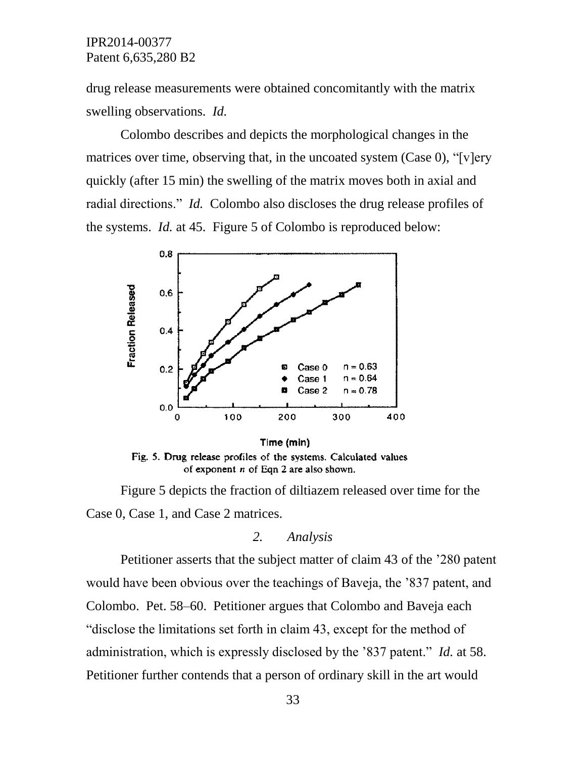drug release measurements were obtained concomitantly with the matrix swelling observations. *Id.*

Colombo describes and depicts the morphological changes in the matrices over time, observing that, in the uncoated system (Case 0), "[v]ery quickly (after 15 min) the swelling of the matrix moves both in axial and radial directions." *Id.* Colombo also discloses the drug release profiles of the systems. *Id.* at 45. Figure 5 of Colombo is reproduced below:

Fig. 5. Drug release profiles of the systems. Calculated values of exponent $n$ of Eqn 2 are also shown.

Figure 5 depicts the fraction of diltiazem released over time for the Case 0, Case 1, and Case 2 matrices.

### *2. Analysis*

Petitioner asserts that the subject matter of claim 43 of the '280 patent would have been obvious over the teachings of Baveja, the '837 patent, and Colombo. Pet. 58–60. Petitioner argues that Colombo and Baveja each "disclose the limitations set forth in claim 43, except for the method of administration, which is expressly disclosed by the '837 patent." *Id.* at 58. Petitioner further contends that a person of ordinary skill in the art would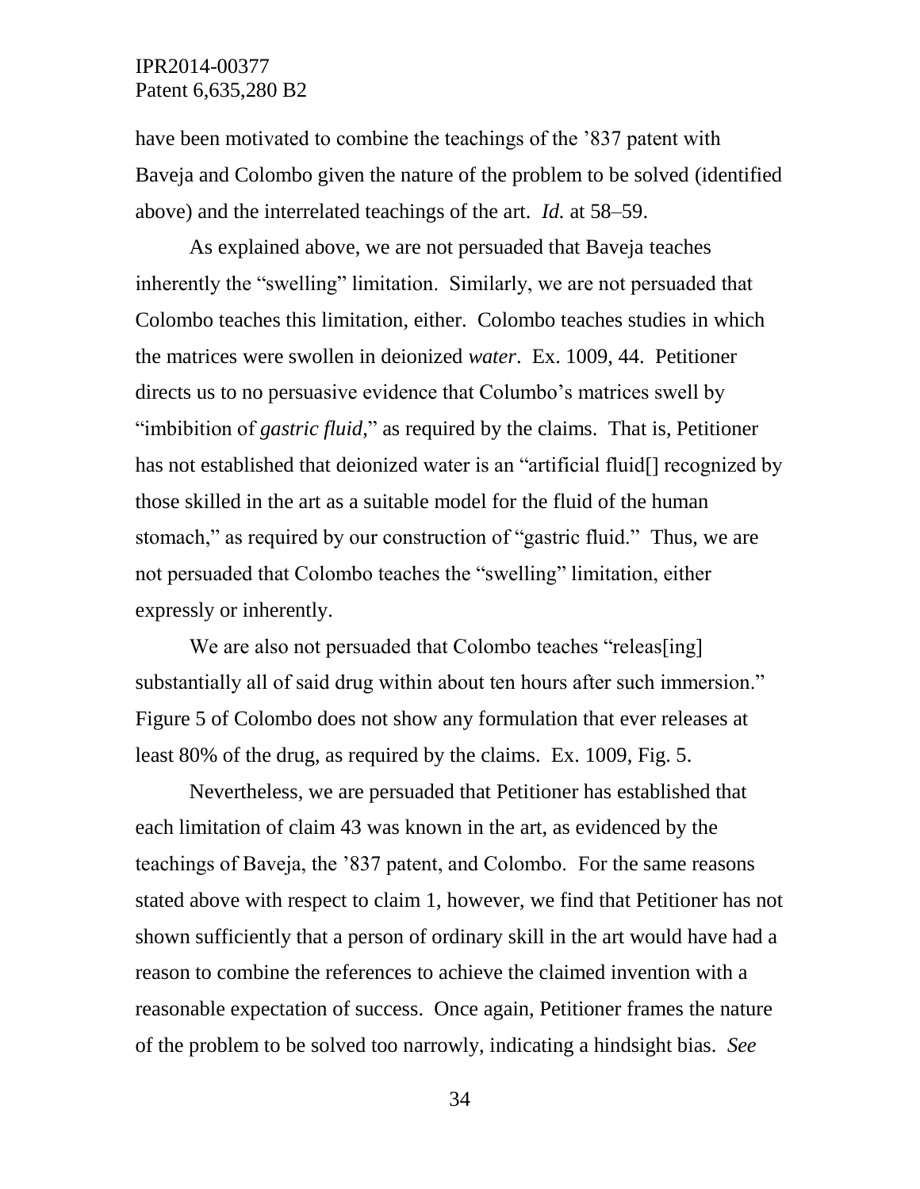have been motivated to combine the teachings of the '837 patent with Baveja and Colombo given the nature of the problem to be solved (identified above) and the interrelated teachings of the art. *Id.* at 58–59.

As explained above, we are not persuaded that Baveja teaches inherently the "swelling" limitation. Similarly, we are not persuaded that Colombo teaches this limitation, either. Colombo teaches studies in which the matrices were swollen in deionized *water*. Ex. 1009, 44. Petitioner directs us to no persuasive evidence that Columbo's matrices swell by "imbibition of *gastric fluid*," as required by the claims. That is, Petitioner has not established that deionized water is an "artificial fluid[] recognized by those skilled in the art as a suitable model for the fluid of the human stomach," as required by our construction of "gastric fluid." Thus, we are not persuaded that Colombo teaches the "swelling" limitation, either expressly or inherently.

We are also not persuaded that Colombo teaches "releas[ing] substantially all of said drug within about ten hours after such immersion." Figure 5 of Colombo does not show any formulation that ever releases at least 80% of the drug, as required by the claims. Ex. 1009, Fig. 5.

Nevertheless, we are persuaded that Petitioner has established that each limitation of claim 43 was known in the art, as evidenced by the teachings of Baveja, the '837 patent, and Colombo. For the same reasons stated above with respect to claim 1, however, we find that Petitioner has not shown sufficiently that a person of ordinary skill in the art would have had a reason to combine the references to achieve the claimed invention with a reasonable expectation of success. Once again, Petitioner frames the nature of the problem to be solved too narrowly, indicating a hindsight bias. *See*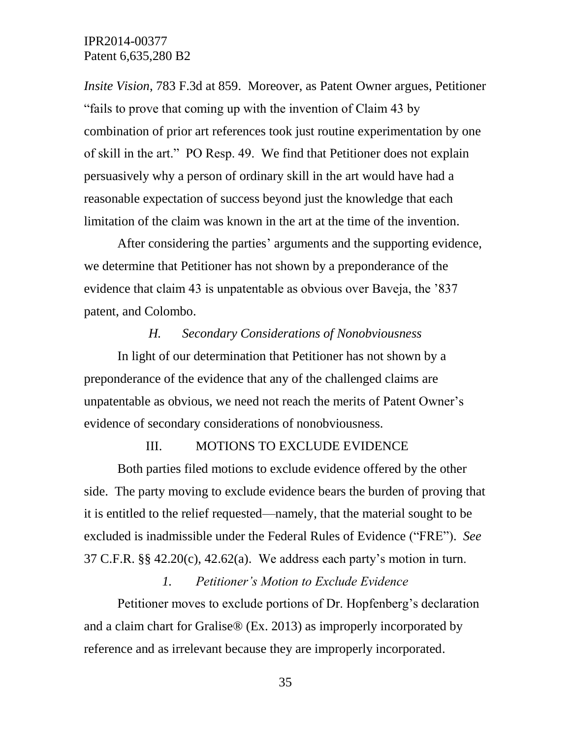*Insite Vision*, 783 F.3d at 859. Moreover, as Patent Owner argues, Petitioner "fails to prove that coming up with the invention of Claim 43 by combination of prior art references took just routine experimentation by one of skill in the art." PO Resp. 49. We find that Petitioner does not explain persuasively why a person of ordinary skill in the art would have had a reasonable expectation of success beyond just the knowledge that each limitation of the claim was known in the art at the time of the invention.

After considering the parties' arguments and the supporting evidence, we determine that Petitioner has not shown by a preponderance of the evidence that claim 43 is unpatentable as obvious over Baveja, the '837 patent, and Colombo.

### *H. Secondary Considerations of Nonobviousness*

In light of our determination that Petitioner has not shown by a preponderance of the evidence that any of the challenged claims are unpatentable as obvious, we need not reach the merits of Patent Owner's evidence of secondary considerations of nonobviousness.

## III. MOTIONS TO EXCLUDE EVIDENCE

Both parties filed motions to exclude evidence offered by the other side. The party moving to exclude evidence bears the burden of proving that it is entitled to the relief requested—namely, that the material sought to be excluded is inadmissible under the Federal Rules of Evidence ("FRE"). *See* 37 C.F.R. §§ 42.20(c), 42.62(a). We address each party's motion in turn.

### *1. Petitioner's Motion to Exclude Evidence*

Petitioner moves to exclude portions of Dr. Hopfenberg's declaration and a claim chart for Gralise® (Ex. 2013) as improperly incorporated by reference and as irrelevant because they are improperly incorporated.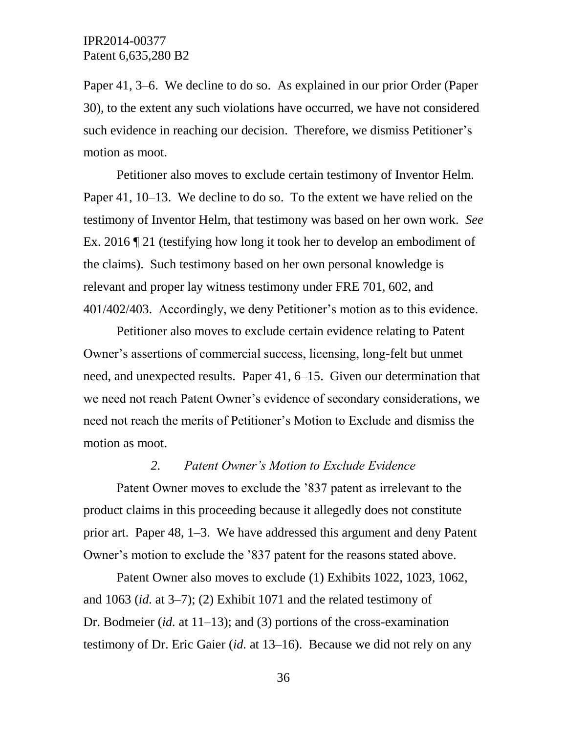Paper 41, 3–6. We decline to do so. As explained in our prior Order (Paper 30), to the extent any such violations have occurred, we have not considered such evidence in reaching our decision. Therefore, we dismiss Petitioner's motion as moot.

Petitioner also moves to exclude certain testimony of Inventor Helm. Paper 41, 10–13. We decline to do so. To the extent we have relied on the testimony of Inventor Helm, that testimony was based on her own work. *See* Ex. 2016 ¶ 21 (testifying how long it took her to develop an embodiment of the claims). Such testimony based on her own personal knowledge is relevant and proper lay witness testimony under FRE 701, 602, and 401/402/403. Accordingly, we deny Petitioner's motion as to this evidence.

Petitioner also moves to exclude certain evidence relating to Patent Owner's assertions of commercial success, licensing, long-felt but unmet need, and unexpected results. Paper 41, 6–15. Given our determination that we need not reach Patent Owner's evidence of secondary considerations, we need not reach the merits of Petitioner's Motion to Exclude and dismiss the motion as moot.

### *2. Patent Owner's Motion to Exclude Evidence*

Patent Owner moves to exclude the '837 patent as irrelevant to the product claims in this proceeding because it allegedly does not constitute prior art. Paper 48, 1–3. We have addressed this argument and deny Patent Owner's motion to exclude the '837 patent for the reasons stated above.

Patent Owner also moves to exclude (1) Exhibits 1022, 1023, 1062, and 1063 (*id.* at 3–7); (2) Exhibit 1071 and the related testimony of Dr. Bodmeier (*id.* at 11–13); and (3) portions of the cross-examination testimony of Dr. Eric Gaier (*id.* at 13–16). Because we did not rely on any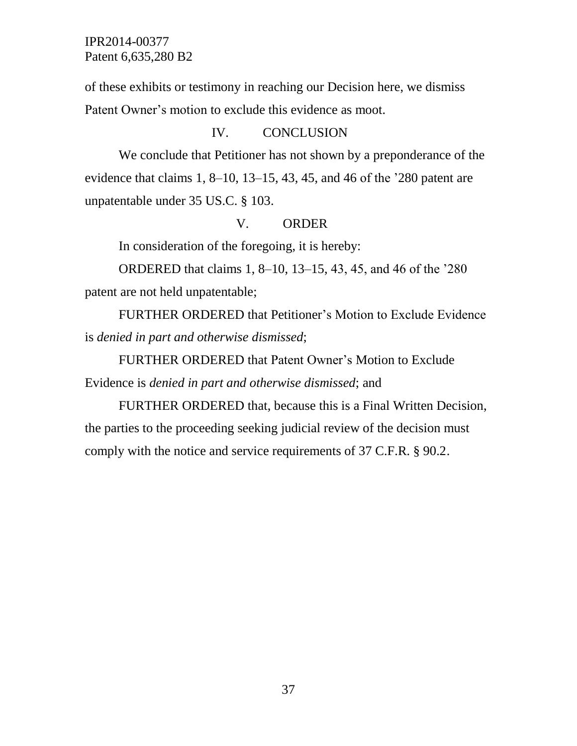of these exhibits or testimony in reaching our Decision here, we dismiss Patent Owner's motion to exclude this evidence as moot.

## IV. CONCLUSION

We conclude that Petitioner has not shown by a preponderance of the evidence that claims 1, 8–10, 13–15, 43, 45, and 46 of the '280 patent are unpatentable under 35 US.C. § 103.

## V. ORDER

In consideration of the foregoing, it is hereby:

ORDERED that claims 1, 8–10, 13–15, 43, 45, and 46 of the '280 patent are not held unpatentable;

FURTHER ORDERED that Petitioner's Motion to Exclude Evidence is *denied in part and otherwise dismissed*;

FURTHER ORDERED that Patent Owner's Motion to Exclude Evidence is *denied in part and otherwise dismissed*; and

FURTHER ORDERED that, because this is a Final Written Decision, the parties to the proceeding seeking judicial review of the decision must comply with the notice and service requirements of 37 C.F.R. § 90.2.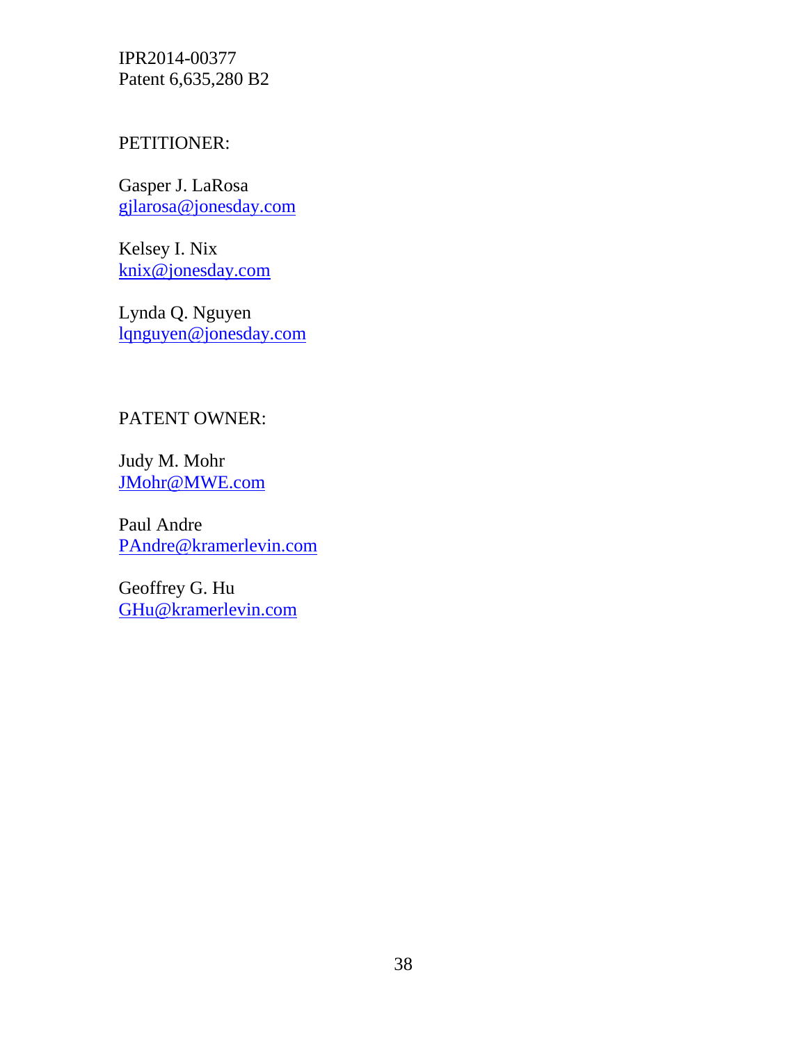PETITIONER:

Gasper J. LaRosa
gjlarosa@jonesday.com

Kelsey I. Nix
knix@jonesday.com

Lynda Q. Nguyen
lqnguyen@jonesday.com

PATENT OWNER:

Judy M. Mohr
JMohr@MWE.com

Paul Andre
PAndre@kramerlevin.com

Geoffrey G. Hu
GHu@kramerlevin.com